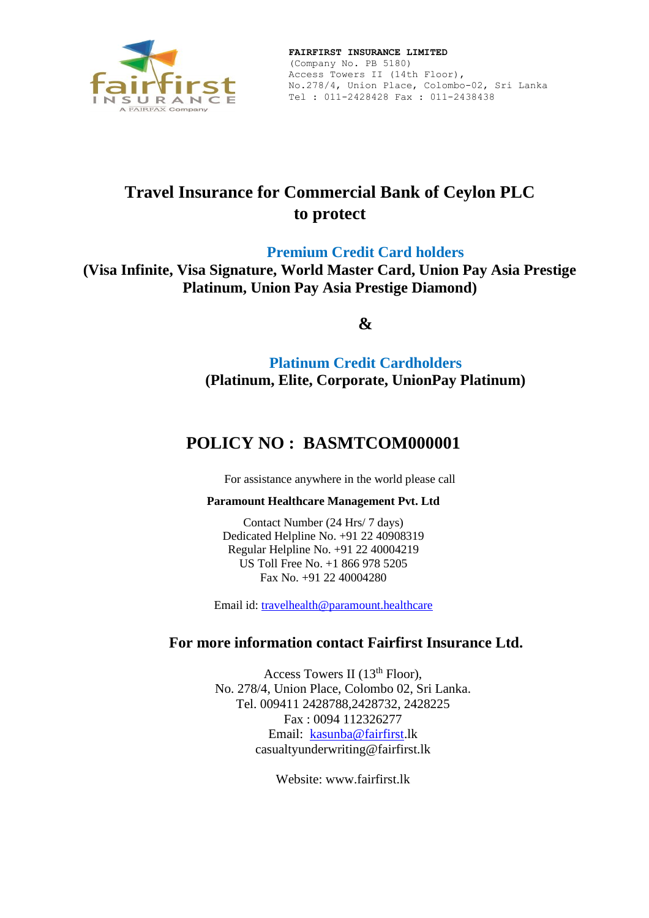**FAIRFIRST INSURANCE LIMITED**
(Company No. PB 5180)
Access Towers II (14th Floor),
No.278/4, Union Place, Colombo-02, Sri Lanka
Tel : 011-2428428 Fax : 011-2438438

# Travel Insurance for Commercial Bank of Ceylon PLC to protect

## Premium Credit Card holders

**(Visa Infinite, Visa Signature, World Master Card, Union Pay Asia Prestige Platinum, Union Pay Asia Prestige Diamond)**

**&**

## Platinum Credit Cardholders

**(Platinum, Elite, Corporate, UnionPay Platinum)**

# POLICY NO : BASMTCOM000001

For assistance anywhere in the world please call

**Paramount Healthcare Management Pvt. Ltd**

Contact Number (24 Hrs/ 7 days)
Dedicated Helpline No. +91 22 40908319
Regular Helpline No. +91 22 40004219
US Toll Free No. +1 866 978 5205
Fax No. +91 22 40004280

Email id: travelhealth@paramount.healthcare

## For more information contact Fairfirst Insurance Ltd.

Access Towers II (13th Floor),
No. 278/4, Union Place, Colombo 02, Sri Lanka.
Tel. 009411 2428788,2428732, 2428225
Fax : 0094 112326277
Email: kasunba@fairfirst.lk
casualtyunderwriting@fairfirst.lk

Website: www.fairfirst.lk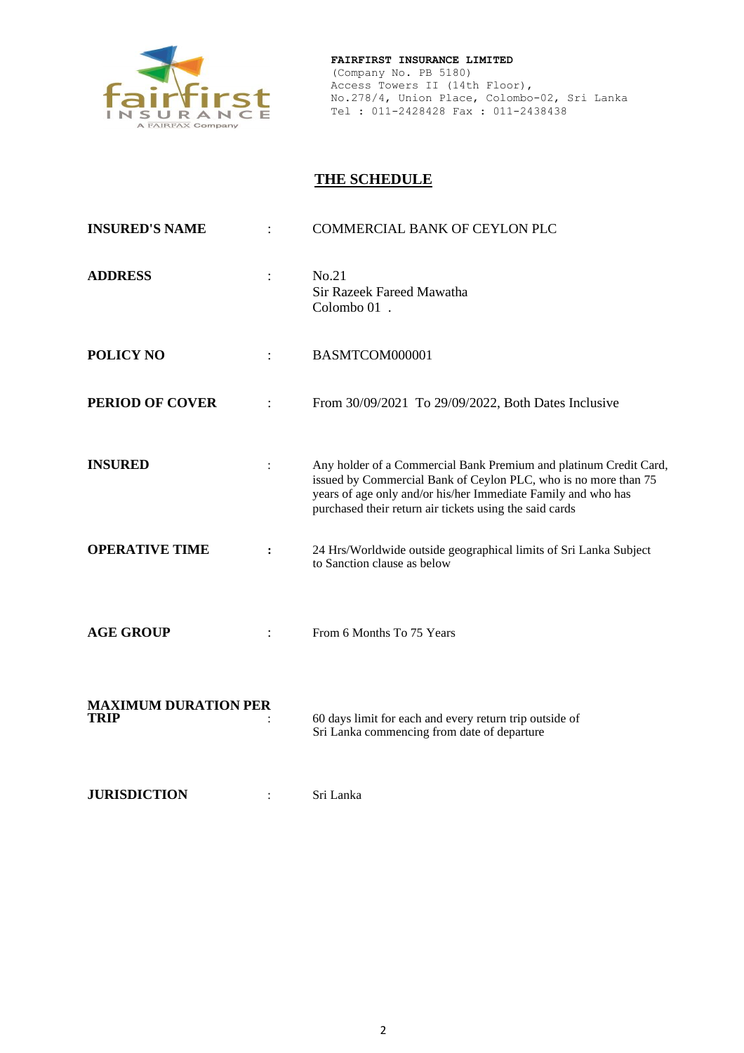**FAIRFIRST INSURANCE LIMITED**
(Company No. PB 5180)
Access Towers II (14th Floor),
No.278/4, Union Place, Colombo-02, Sri Lanka
Tel : 011-2428428 Fax : 011-2438438

## THE SCHEDULE

| | | |
|---|---|---|
| **INSURED'S NAME** | : | COMMERCIAL BANK OF CEYLON PLC |
| **ADDRESS** | : | No.21<br>Sir Razeek Fareed Mawatha<br>Colombo 01 . |
| **POLICY NO** | : | BASMTCOM000001 |
| **PERIOD OF COVER** | : | From 30/09/2021 To 29/09/2022, Both Dates Inclusive |
| **INSURED** | : | Any holder of a Commercial Bank Premium and platinum Credit Card, issued by Commercial Bank of Ceylon PLC, who is no more than 75 years of age only and/or his/her Immediate Family and who has purchased their return air tickets using the said cards |
| **OPERATIVE TIME** | : | 24 Hrs/Worldwide outside geographical limits of Sri Lanka Subject to Sanction clause as below |
| **AGE GROUP** | : | From 6 Months To 75 Years |
| **MAXIMUM DURATION PER TRIP** | : | 60 days limit for each and every return trip outside of Sri Lanka commencing from date of departure |
| **JURISDICTION** | : | Sri Lanka |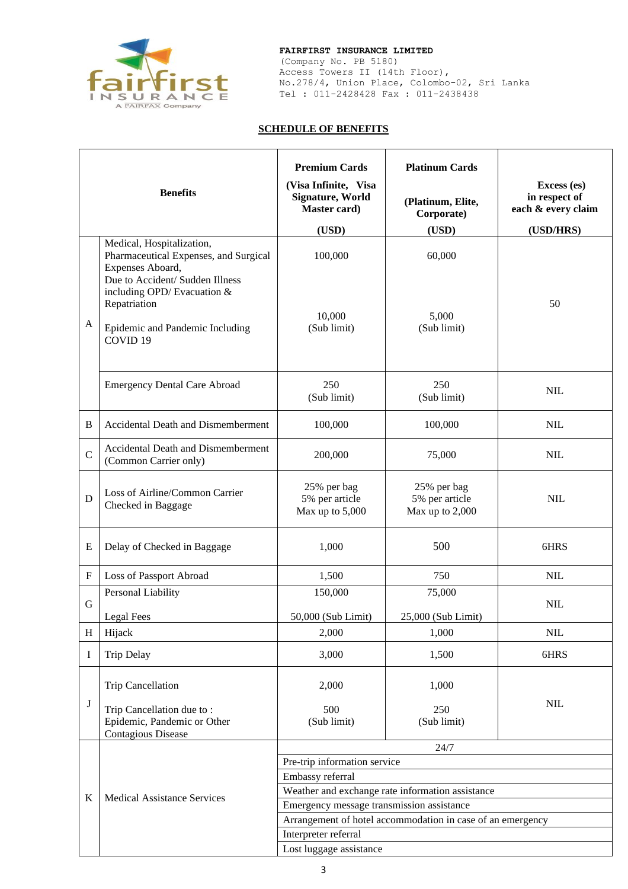**FAIRFIRST INSURANCE LIMITED**
(Company No. PB 5180)
Access Towers II (14th Floor),
No.278/4, Union Place, Colombo-02, Sri Lanka
Tel : 011-2428428 Fax : 011-2438438

## SCHEDULE OF BENEFITS

| | Benefits | Premium Cards (Visa Infinite, Visa Signature, World Master card) (USD) | Platinum Cards (Platinum, Elite, Corporate) (USD) | Excess (es) in respect of each & every claim (USD/HRS) |
|---|---|---|---|---|
| A | Medical, Hospitalization, Pharmaceutical Expenses, and Surgical Expenses Aboard, Due to Accident/ Sudden Illness including OPD/ Evacuation & Repatriation | 100,000 | 60,000 | 50 |
| | Epidemic and Pandemic Including COVID 19 | 10,000 (Sub limit) | 5,000 (Sub limit) | |
| | Emergency Dental Care Abroad | 250 (Sub limit) | 250 (Sub limit) | NIL |
| B | Accidental Death and Dismemberment | 100,000 | 100,000 | NIL |
| C | Accidental Death and Dismemberment (Common Carrier only) | 200,000 | 75,000 | NIL |
| D | Loss of Airline/Common Carrier Checked in Baggage | 25% per bag 5% per article Max up to 5,000 | 25% per bag 5% per article Max up to 2,000 | NIL |
| E | Delay of Checked in Baggage | 1,000 | 500 | 6HRS |
| F | Loss of Passport Abroad | 1,500 | 750 | NIL |
| G | Personal Liability | 150,000 | 75,000 | NIL |
| | Legal Fees | 50,000 (Sub Limit) | 25,000 (Sub Limit) | |
| H | Hijack | 2,000 | 1,000 | NIL |
| I | Trip Delay | 3,000 | 1,500 | 6HRS |
| J | Trip Cancellation | 2,000 | 1,000 | NIL |
| | Trip Cancellation due to : Epidemic, Pandemic or Other Contagious Disease | 500 (Sub limit) | 250 (Sub limit) | |
| K | Medical Assistance Services | 24/7 | | |
| | | Pre-trip information service | | |
| | | Embassy referral | | |
| | | Weather and exchange rate information assistance | | |
| | | Emergency message transmission assistance | | |
| | | Arrangement of hotel accommodation in case of an emergency | | |
| | | Interpreter referral | | |
| | | Lost luggage assistance | | |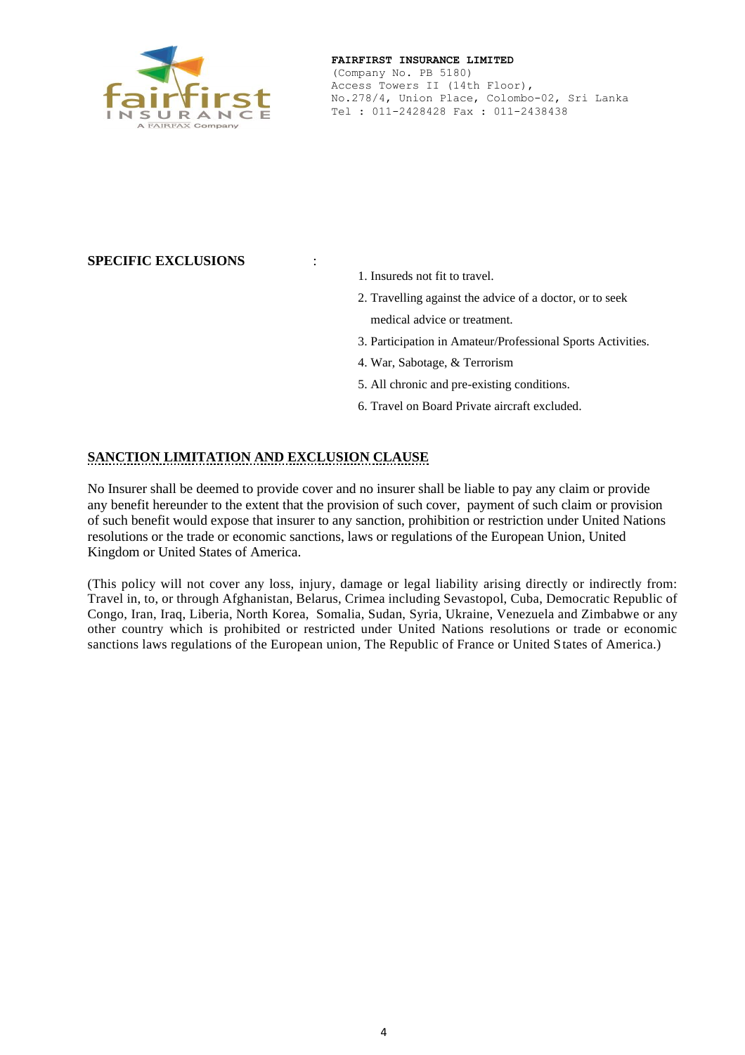**FAIRFIRST INSURANCE LIMITED**
(Company No. PB 5180)
Access Towers II (14th Floor),
No.278/4, Union Place, Colombo-02, Sri Lanka
Tel : 011-2428428 Fax : 011-2438438

**SPECIFIC EXCLUSIONS** :

1. Insureds not fit to travel.
2. Travelling against the advice of a doctor, or to seek medical advice or treatment.
3. Participation in Amateur/Professional Sports Activities.
4. War, Sabotage, & Terrorism
5. All chronic and pre-existing conditions.
6. Travel on Board Private aircraft excluded.

**SANCTION LIMITATION AND EXCLUSION CLAUSE**

No Insurer shall be deemed to provide cover and no insurer shall be liable to pay any claim or provide any benefit hereunder to the extent that the provision of such cover, payment of such claim or provision of such benefit would expose that insurer to any sanction, prohibition or restriction under United Nations resolutions or the trade or economic sanctions, laws or regulations of the European Union, United Kingdom or United States of America.

(This policy will not cover any loss, injury, damage or legal liability arising directly or indirectly from: Travel in, to, or through Afghanistan, Belarus, Crimea including Sevastopol, Cuba, Democratic Republic of Congo, Iran, Iraq, Liberia, North Korea, Somalia, Sudan, Syria, Ukraine, Venezuela and Zimbabwe or any other country which is prohibited or restricted under United Nations resolutions or trade or economic sanctions laws regulations of the European union, The Republic of France or United States of America.)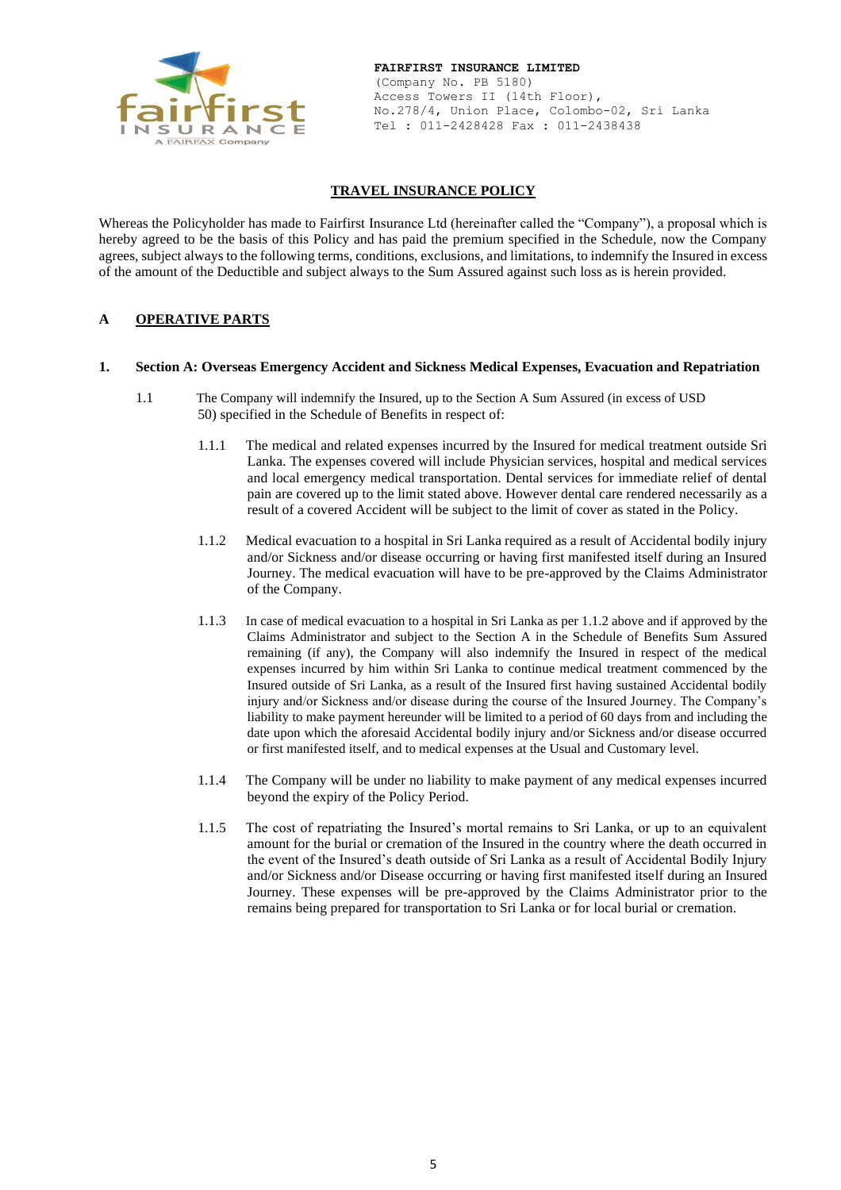**FAIRFIRST INSURANCE LIMITED**
(Company No. PB 5180)
Access Towers II (14th Floor),
No.278/4, Union Place, Colombo-02, Sri Lanka
Tel : 011-2428428 Fax : 011-2438438

# TRAVEL INSURANCE POLICY

Whereas the Policyholder has made to Fairfirst Insurance Ltd (hereinafter called the "Company"), a proposal which is hereby agreed to be the basis of this Policy and has paid the premium specified in the Schedule, now the Company agrees, subject always to the following terms, conditions, exclusions, and limitations, to indemnify the Insured in excess of the amount of the Deductible and subject always to the Sum Assured against such loss as is herein provided.

## A OPERATIVE PARTS

### 1. Section A: Overseas Emergency Accident and Sickness Medical Expenses, Evacuation and Repatriation

1.1 The Company will indemnify the Insured, up to the Section A Sum Assured (in excess of USD 50) specified in the Schedule of Benefits in respect of:

1.1.1 The medical and related expenses incurred by the Insured for medical treatment outside Sri Lanka. The expenses covered will include Physician services, hospital and medical services and local emergency medical transportation. Dental services for immediate relief of dental pain are covered up to the limit stated above. However dental care rendered necessarily as a result of a covered Accident will be subject to the limit of cover as stated in the Policy.

1.1.2 Medical evacuation to a hospital in Sri Lanka required as a result of Accidental bodily injury and/or Sickness and/or disease occurring or having first manifested itself during an Insured Journey. The medical evacuation will have to be pre-approved by the Claims Administrator of the Company.

1.1.3 In case of medical evacuation to a hospital in Sri Lanka as per 1.1.2 above and if approved by the Claims Administrator and subject to the Section A in the Schedule of Benefits Sum Assured remaining (if any), the Company will also indemnify the Insured in respect of the medical expenses incurred by him within Sri Lanka to continue medical treatment commenced by the Insured outside of Sri Lanka, as a result of the Insured first having sustained Accidental bodily injury and/or Sickness and/or disease during the course of the Insured Journey. The Company's liability to make payment hereunder will be limited to a period of 60 days from and including the date upon which the aforesaid Accidental bodily injury and/or Sickness and/or disease occurred or first manifested itself, and to medical expenses at the Usual and Customary level.

1.1.4 The Company will be under no liability to make payment of any medical expenses incurred beyond the expiry of the Policy Period.

1.1.5 The cost of repatriating the Insured's mortal remains to Sri Lanka, or up to an equivalent amount for the burial or cremation of the Insured in the country where the death occurred in the event of the Insured's death outside of Sri Lanka as a result of Accidental Bodily Injury and/or Sickness and/or Disease occurring or having first manifested itself during an Insured Journey. These expenses will be pre-approved by the Claims Administrator prior to the remains being prepared for transportation to Sri Lanka or for local burial or cremation.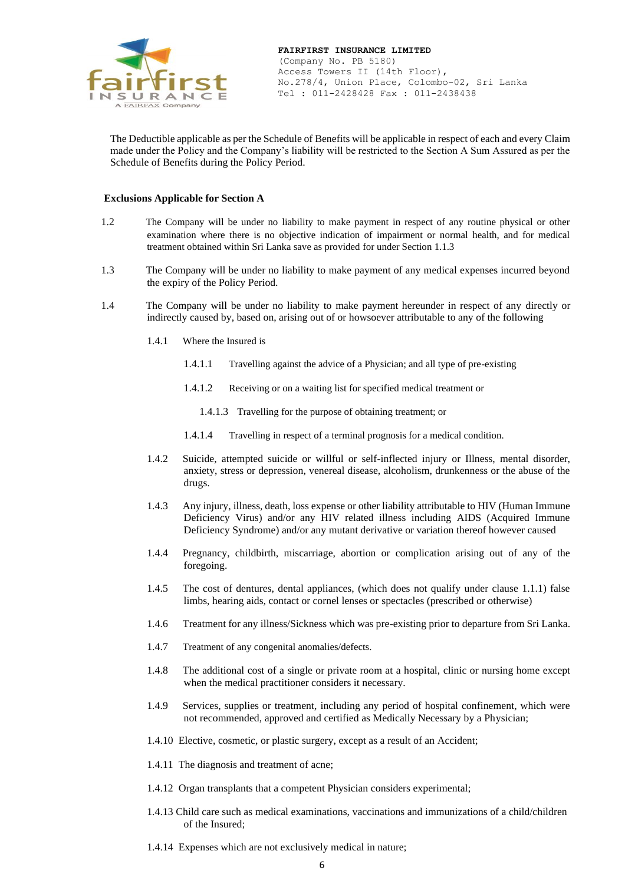The Deductible applicable as per the Schedule of Benefits will be applicable in respect of each and every Claim made under the Policy and the Company's liability will be restricted to the Section A Sum Assured as per the Schedule of Benefits during the Policy Period.

**Exclusions Applicable for Section A**

1.2 The Company will be under no liability to make payment in respect of any routine physical or other examination where there is no objective indication of impairment or normal health, and for medical treatment obtained within Sri Lanka save as provided for under Section 1.1.3

1.3 The Company will be under no liability to make payment of any medical expenses incurred beyond the expiry of the Policy Period.

1.4 The Company will be under no liability to make payment hereunder in respect of any directly or indirectly caused by, based on, arising out of or howsoever attributable to any of the following

1.4.1 Where the Insured is

1.4.1.1 Travelling against the advice of a Physician; and all type of pre-existing

1.4.1.2 Receiving or on a waiting list for specified medical treatment or

1.4.1.3 Travelling for the purpose of obtaining treatment; or

1.4.1.4 Travelling in respect of a terminal prognosis for a medical condition.

1.4.2 Suicide, attempted suicide or willful or self-inflected injury or Illness, mental disorder, anxiety, stress or depression, venereal disease, alcoholism, drunkenness or the abuse of the drugs.

1.4.3 Any injury, illness, death, loss expense or other liability attributable to HIV (Human Immune Deficiency Virus) and/or any HIV related illness including AIDS (Acquired Immune Deficiency Syndrome) and/or any mutant derivative or variation thereof however caused

1.4.4 Pregnancy, childbirth, miscarriage, abortion or complication arising out of any of the foregoing.

1.4.5 The cost of dentures, dental appliances, (which does not qualify under clause 1.1.1) false limbs, hearing aids, contact or cornel lenses or spectacles (prescribed or otherwise)

1.4.6 Treatment for any illness/Sickness which was pre-existing prior to departure from Sri Lanka.

1.4.7 Treatment of any congenital anomalies/defects.

1.4.8 The additional cost of a single or private room at a hospital, clinic or nursing home except when the medical practitioner considers it necessary.

1.4.9 Services, supplies or treatment, including any period of hospital confinement, which were not recommended, approved and certified as Medically Necessary by a Physician;

1.4.10 Elective, cosmetic, or plastic surgery, except as a result of an Accident;

1.4.11 The diagnosis and treatment of acne;

1.4.12 Organ transplants that a competent Physician considers experimental;

1.4.13 Child care such as medical examinations, vaccinations and immunizations of a child/children of the Insured;

1.4.14 Expenses which are not exclusively medical in nature;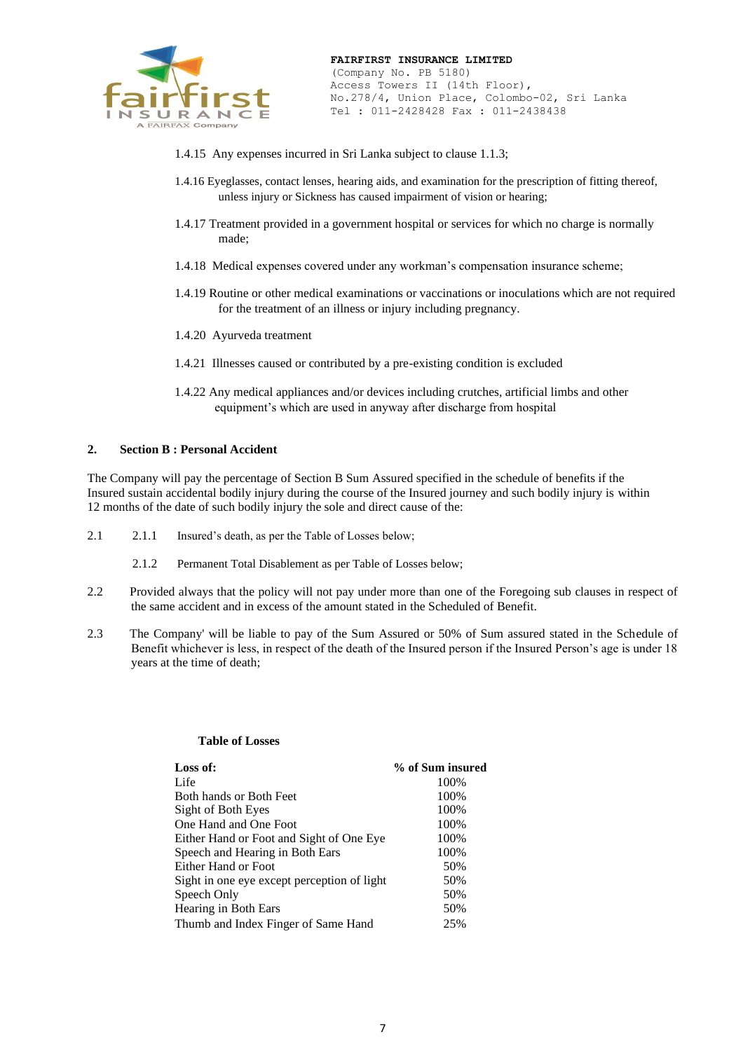1.4.15 Any expenses incurred in Sri Lanka subject to clause 1.1.3;

1.4.16 Eyeglasses, contact lenses, hearing aids, and examination for the prescription of fitting thereof, unless injury or Sickness has caused impairment of vision or hearing;

1.4.17 Treatment provided in a government hospital or services for which no charge is normally made;

1.4.18 Medical expenses covered under any workman's compensation insurance scheme;

1.4.19 Routine or other medical examinations or vaccinations or inoculations which are not required for the treatment of an illness or injury including pregnancy.

1.4.20 Ayurveda treatment

1.4.21 Illnesses caused or contributed by a pre-existing condition is excluded

1.4.22 Any medical appliances and/or devices including crutches, artificial limbs and other equipment's which are used in anyway after discharge from hospital

## 2. Section B : Personal Accident

The Company will pay the percentage of Section B Sum Assured specified in the schedule of benefits if the Insured sustain accidental bodily injury during the course of the Insured journey and such bodily injury is within 12 months of the date of such bodily injury the sole and direct cause of the:

2.1 2.1.1 Insured's death, as per the Table of Losses below;

2.1.2 Permanent Total Disablement as per Table of Losses below;

2.2 Provided always that the policy will not pay under more than one of the Foregoing sub clauses in respect of the same accident and in excess of the amount stated in the Scheduled of Benefit.

2.3 The Company' will be liable to pay of the Sum Assured or 50% of Sum assured stated in the Schedule of Benefit whichever is less, in respect of the death of the Insured person if the Insured Person's age is under 18 years at the time of death;

**Table of Losses**

| Loss of: | % of Sum insured |
|---|---|
| Life | 100% |
| Both hands or Both Feet | 100% |
| Sight of Both Eyes | 100% |
| One Hand and One Foot | 100% |
| Either Hand or Foot and Sight of One Eye | 100% |
| Speech and Hearing in Both Ears | 100% |
| Either Hand or Foot | 50% |
| Sight in one eye except perception of light | 50% |
| Speech Only | 50% |
| Hearing in Both Ears | 50% |
| Thumb and Index Finger of Same Hand | 25% |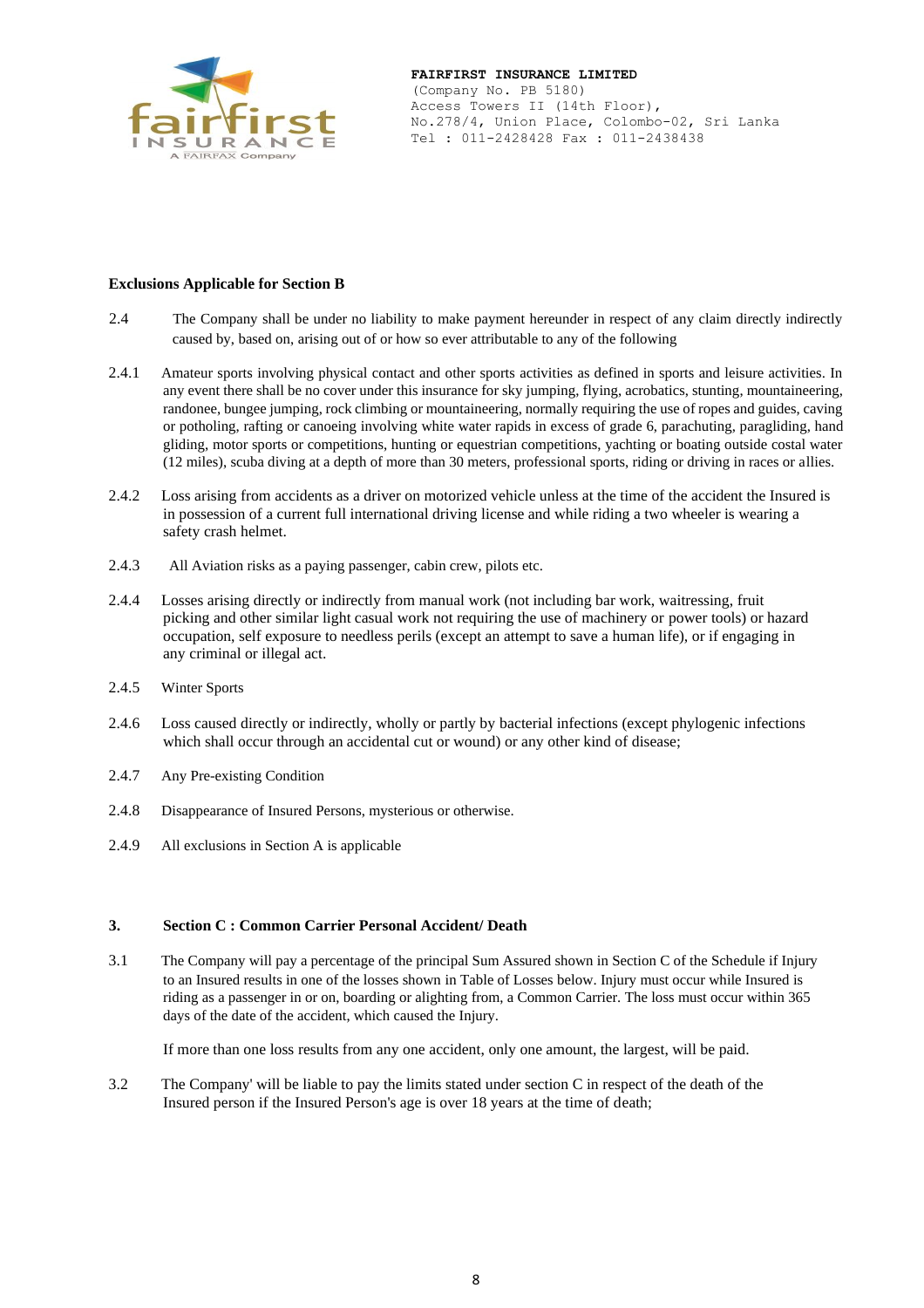**FAIRFIRST INSURANCE LIMITED**
(Company No. PB 5180)
Access Towers II (14th Floor),
No.278/4, Union Place, Colombo-02, Sri Lanka
Tel : 011-2428428 Fax : 011-2438438

**Exclusions Applicable for Section B**

2.4 The Company shall be under no liability to make payment hereunder in respect of any claim directly indirectly caused by, based on, arising out of or how so ever attributable to any of the following

2.4.1 Amateur sports involving physical contact and other sports activities as defined in sports and leisure activities. In any event there shall be no cover under this insurance for sky jumping, flying, acrobatics, stunting, mountaineering, randonee, bungee jumping, rock climbing or mountaineering, normally requiring the use of ropes and guides, caving or potholing, rafting or canoeing involving white water rapids in excess of grade 6, parachuting, paragliding, hand gliding, motor sports or competitions, hunting or equestrian competitions, yachting or boating outside costal water (12 miles), scuba diving at a depth of more than 30 meters, professional sports, riding or driving in races or allies.

2.4.2 Loss arising from accidents as a driver on motorized vehicle unless at the time of the accident the Insured is in possession of a current full international driving license and while riding a two wheeler is wearing a safety crash helmet.

2.4.3 All Aviation risks as a paying passenger, cabin crew, pilots etc.

2.4.4 Losses arising directly or indirectly from manual work (not including bar work, waitressing, fruit picking and other similar light casual work not requiring the use of machinery or power tools) or hazard occupation, self exposure to needless perils (except an attempt to save a human life), or if engaging in any criminal or illegal act.

2.4.5 Winter Sports

2.4.6 Loss caused directly or indirectly, wholly or partly by bacterial infections (except phylogenic infections which shall occur through an accidental cut or wound) or any other kind of disease;

2.4.7 Any Pre-existing Condition

2.4.8 Disappearance of Insured Persons, mysterious or otherwise.

2.4.9 All exclusions in Section A is applicable

## 3. Section C : Common Carrier Personal Accident/ Death

3.1 The Company will pay a percentage of the principal Sum Assured shown in Section C of the Schedule if Injury to an Insured results in one of the losses shown in Table of Losses below. Injury must occur while Insured is riding as a passenger in or on, boarding or alighting from, a Common Carrier. The loss must occur within 365 days of the date of the accident, which caused the Injury.

If more than one loss results from any one accident, only one amount, the largest, will be paid.

3.2 The Company' will be liable to pay the limits stated under section C in respect of the death of the Insured person if the Insured Person's age is over 18 years at the time of death;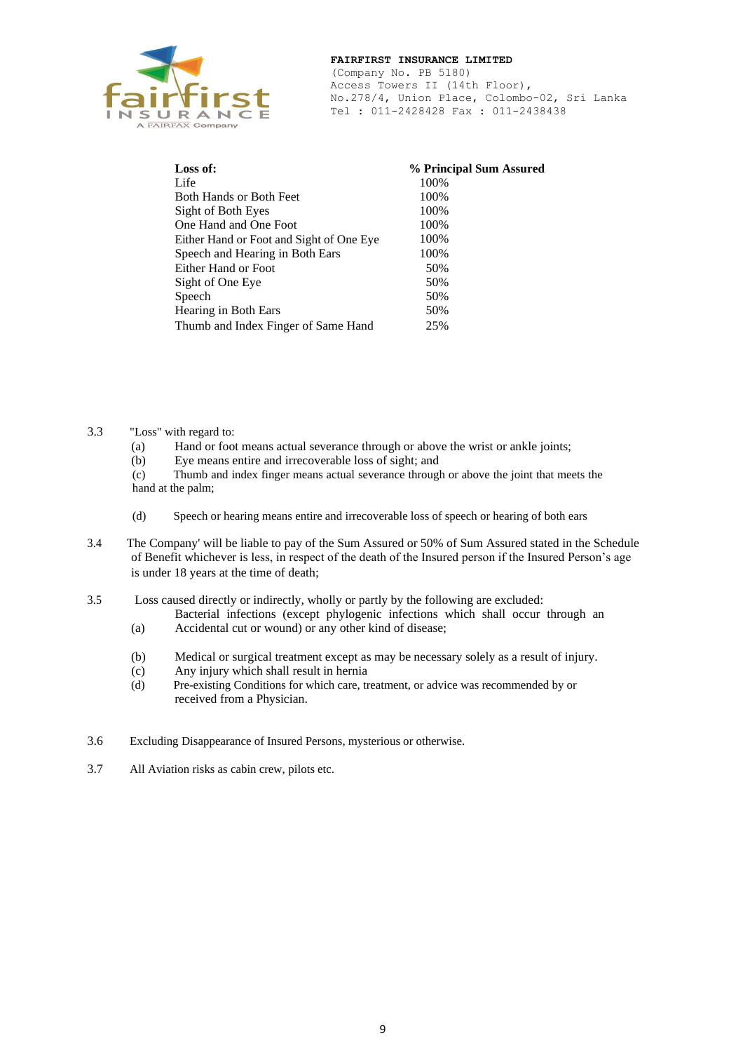**FAIRFIRST INSURANCE LIMITED**
(Company No. PB 5180)
Access Towers II (14th Floor),
No.278/4, Union Place, Colombo-02, Sri Lanka
Tel : 011-2428428 Fax : 011-2438438

| **Loss of:** | **% Principal Sum Assured** |
|---|---|
| Life | 100% |
| Both Hands or Both Feet | 100% |
| Sight of Both Eyes | 100% |
| One Hand and One Foot | 100% |
| Either Hand or Foot and Sight of One Eye | 100% |
| Speech and Hearing in Both Ears | 100% |
| Either Hand or Foot | 50% |
| Sight of One Eye | 50% |
| Speech | 50% |
| Hearing in Both Ears | 50% |
| Thumb and Index Finger of Same Hand | 25% |

3.3 "Loss" with regard to:

(a) Hand or foot means actual severance through or above the wrist or ankle joints;

(b) Eye means entire and irrecoverable loss of sight; and

(c) Thumb and index finger means actual severance through or above the joint that meets the hand at the palm;

(d) Speech or hearing means entire and irrecoverable loss of speech or hearing of both ears

3.4 The Company' will be liable to pay of the Sum Assured or 50% of Sum Assured stated in the Schedule of Benefit whichever is less, in respect of the death of the Insured person if the Insured Person's age is under 18 years at the time of death;

3.5 Loss caused directly or indirectly, wholly or partly by the following are excluded:

(a) Bacterial infections (except phylogenic infections which shall occur through an Accidental cut or wound) or any other kind of disease;

(b) Medical or surgical treatment except as may be necessary solely as a result of injury.

(c) Any injury which shall result in hernia

(d) Pre-existing Conditions for which care, treatment, or advice was recommended by or received from a Physician.

3.6 Excluding Disappearance of Insured Persons, mysterious or otherwise.

3.7 All Aviation risks as cabin crew, pilots etc.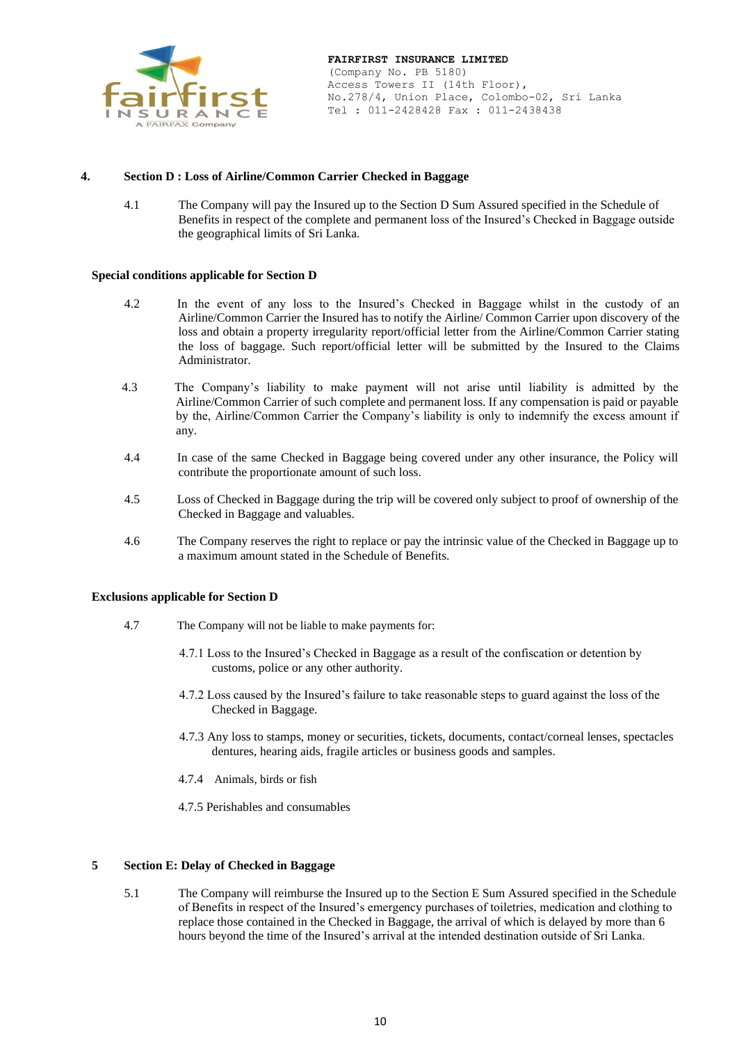## 4. Section D : Loss of Airline/Common Carrier Checked in Baggage

4.1 The Company will pay the Insured up to the Section D Sum Assured specified in the Schedule of Benefits in respect of the complete and permanent loss of the Insured's Checked in Baggage outside the geographical limits of Sri Lanka.

### Special conditions applicable for Section D

4.2 In the event of any loss to the Insured's Checked in Baggage whilst in the custody of an Airline/Common Carrier the Insured has to notify the Airline/ Common Carrier upon discovery of the loss and obtain a property irregularity report/official letter from the Airline/Common Carrier stating the loss of baggage. Such report/official letter will be submitted by the Insured to the Claims Administrator.

4.3 The Company's liability to make payment will not arise until liability is admitted by the Airline/Common Carrier of such complete and permanent loss. If any compensation is paid or payable by the, Airline/Common Carrier the Company's liability is only to indemnify the excess amount if any.

4.4 In case of the same Checked in Baggage being covered under any other insurance, the Policy will contribute the proportionate amount of such loss.

4.5 Loss of Checked in Baggage during the trip will be covered only subject to proof of ownership of the Checked in Baggage and valuables.

4.6 The Company reserves the right to replace or pay the intrinsic value of the Checked in Baggage up to a maximum amount stated in the Schedule of Benefits.

### Exclusions applicable for Section D

4.7 The Company will not be liable to make payments for:

4.7.1 Loss to the Insured's Checked in Baggage as a result of the confiscation or detention by customs, police or any other authority.

4.7.2 Loss caused by the Insured's failure to take reasonable steps to guard against the loss of the Checked in Baggage.

4.7.3 Any loss to stamps, money or securities, tickets, documents, contact/corneal lenses, spectacles dentures, hearing aids, fragile articles or business goods and samples.

4.7.4 Animals, birds or fish

4.7.5 Perishables and consumables

## 5 Section E: Delay of Checked in Baggage

5.1 The Company will reimburse the Insured up to the Section E Sum Assured specified in the Schedule of Benefits in respect of the Insured's emergency purchases of toiletries, medication and clothing to replace those contained in the Checked in Baggage, the arrival of which is delayed by more than 6 hours beyond the time of the Insured's arrival at the intended destination outside of Sri Lanka.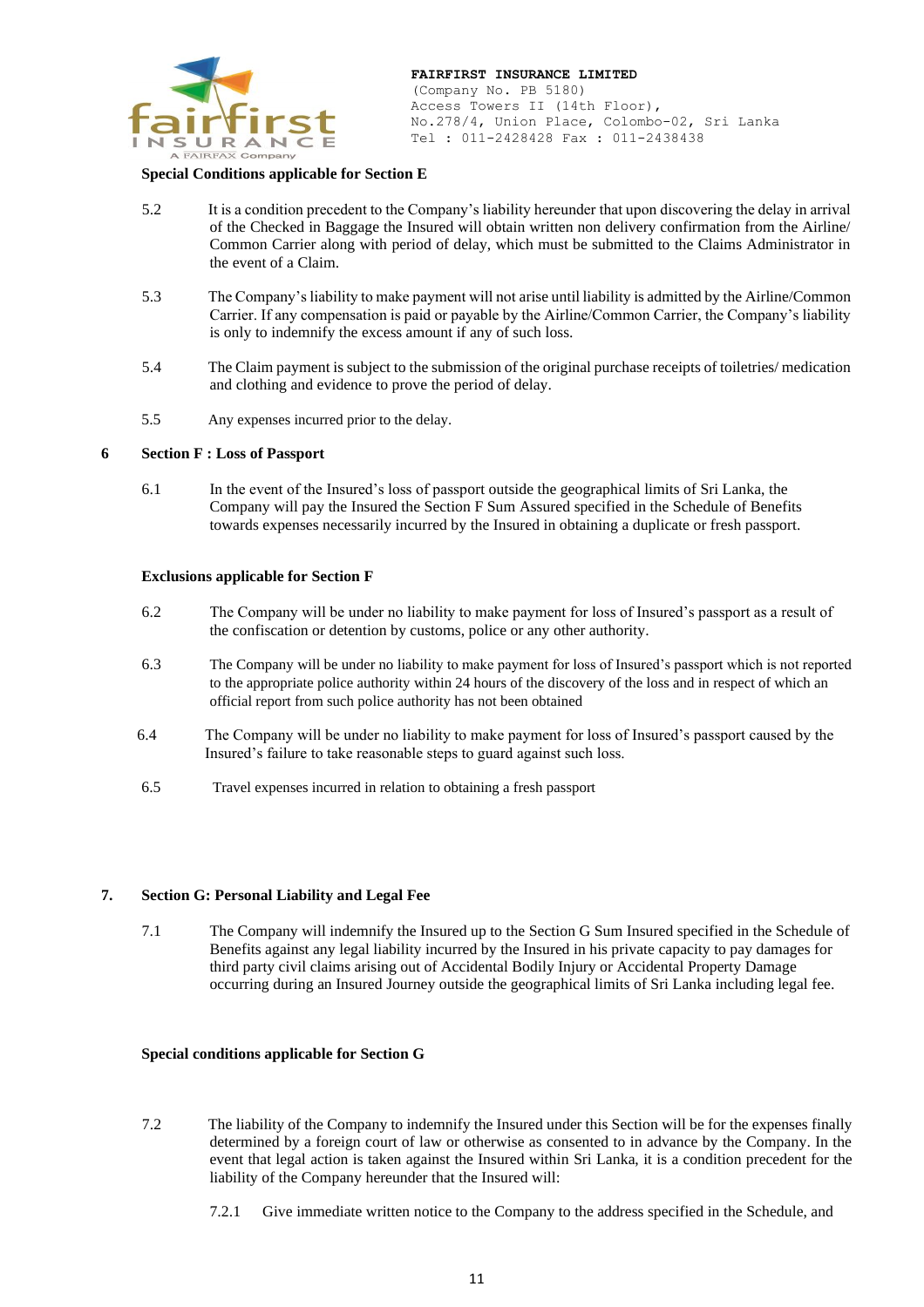**Special Conditions applicable for Section E**

5.2 It is a condition precedent to the Company's liability hereunder that upon discovering the delay in arrival of the Checked in Baggage the Insured will obtain written non delivery confirmation from the Airline/ Common Carrier along with period of delay, which must be submitted to the Claims Administrator in the event of a Claim.

5.3 The Company's liability to make payment will not arise until liability is admitted by the Airline/Common Carrier. If any compensation is paid or payable by the Airline/Common Carrier, the Company's liability is only to indemnify the excess amount if any of such loss.

5.4 The Claim payment is subject to the submission of the original purchase receipts of toiletries/ medication and clothing and evidence to prove the period of delay.

5.5 Any expenses incurred prior to the delay.

## 6 Section F : Loss of Passport

6.1 In the event of the Insured's loss of passport outside the geographical limits of Sri Lanka, the Company will pay the Insured the Section F Sum Assured specified in the Schedule of Benefits towards expenses necessarily incurred by the Insured in obtaining a duplicate or fresh passport.

**Exclusions applicable for Section F**

6.2 The Company will be under no liability to make payment for loss of Insured's passport as a result of the confiscation or detention by customs, police or any other authority.

6.3 The Company will be under no liability to make payment for loss of Insured's passport which is not reported to the appropriate police authority within 24 hours of the discovery of the loss and in respect of which an official report from such police authority has not been obtained

6.4 The Company will be under no liability to make payment for loss of Insured's passport caused by the Insured's failure to take reasonable steps to guard against such loss.

6.5 Travel expenses incurred in relation to obtaining a fresh passport

## 7. Section G: Personal Liability and Legal Fee

7.1 The Company will indemnify the Insured up to the Section G Sum Insured specified in the Schedule of Benefits against any legal liability incurred by the Insured in his private capacity to pay damages for third party civil claims arising out of Accidental Bodily Injury or Accidental Property Damage occurring during an Insured Journey outside the geographical limits of Sri Lanka including legal fee.

**Special conditions applicable for Section G**

7.2 The liability of the Company to indemnify the Insured under this Section will be for the expenses finally determined by a foreign court of law or otherwise as consented to in advance by the Company. In the event that legal action is taken against the Insured within Sri Lanka, it is a condition precedent for the liability of the Company hereunder that the Insured will:

7.2.1 Give immediate written notice to the Company to the address specified in the Schedule, and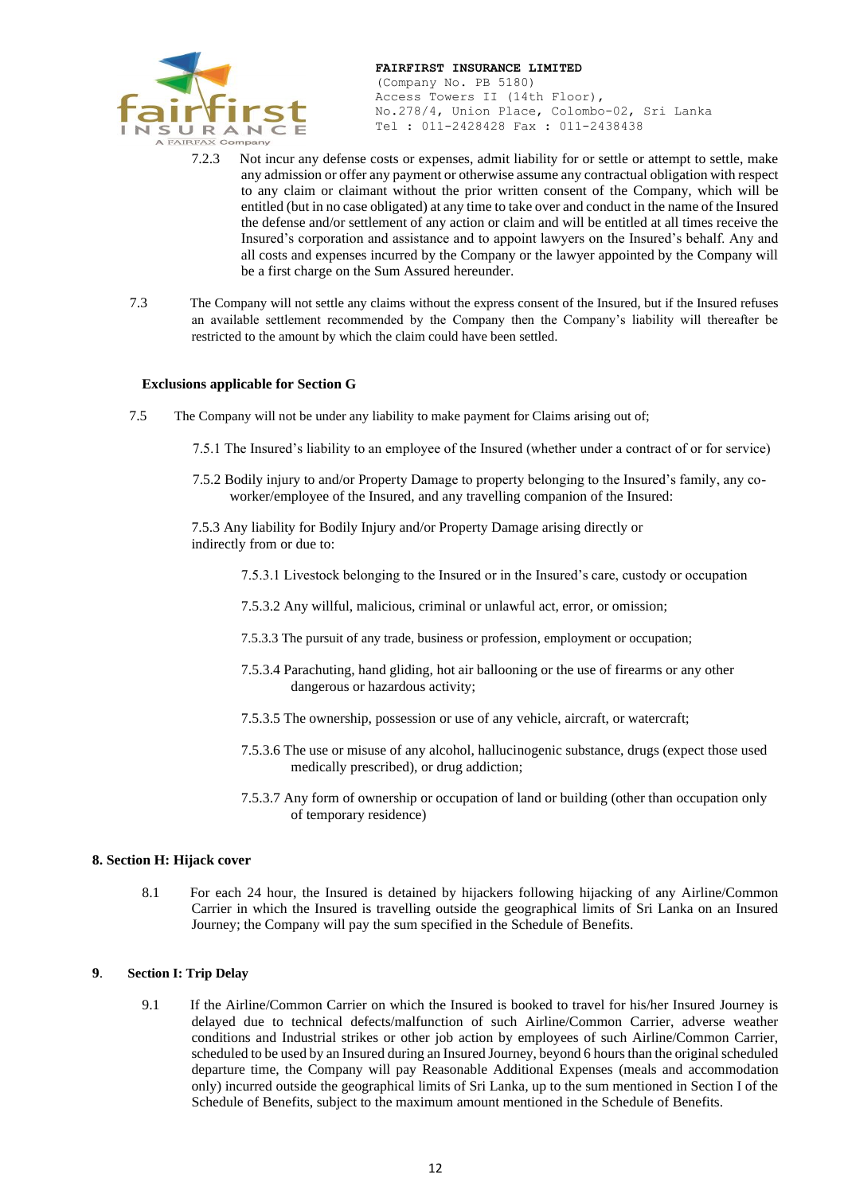7.2.3 Not incur any defense costs or expenses, admit liability for or settle or attempt to settle, make any admission or offer any payment or otherwise assume any contractual obligation with respect to any claim or claimant without the prior written consent of the Company, which will be entitled (but in no case obligated) at any time to take over and conduct in the name of the Insured the defense and/or settlement of any action or claim and will be entitled at all times receive the Insured's corporation and assistance and to appoint lawyers on the Insured's behalf. Any and all costs and expenses incurred by the Company or the lawyer appointed by the Company will be a first charge on the Sum Assured hereunder.

7.3 The Company will not settle any claims without the express consent of the Insured, but if the Insured refuses an available settlement recommended by the Company then the Company's liability will thereafter be restricted to the amount by which the claim could have been settled.

**Exclusions applicable for Section G**

7.5 The Company will not be under any liability to make payment for Claims arising out of;

7.5.1 The Insured's liability to an employee of the Insured (whether under a contract of or for service)

7.5.2 Bodily injury to and/or Property Damage to property belonging to the Insured's family, any co-worker/employee of the Insured, and any travelling companion of the Insured:

7.5.3 Any liability for Bodily Injury and/or Property Damage arising directly or indirectly from or due to:

7.5.3.1 Livestock belonging to the Insured or in the Insured's care, custody or occupation

7.5.3.2 Any willful, malicious, criminal or unlawful act, error, or omission;

7.5.3.3 The pursuit of any trade, business or profession, employment or occupation;

7.5.3.4 Parachuting, hand gliding, hot air ballooning or the use of firearms or any other dangerous or hazardous activity;

7.5.3.5 The ownership, possession or use of any vehicle, aircraft, or watercraft;

7.5.3.6 The use or misuse of any alcohol, hallucinogenic substance, drugs (expect those used medically prescribed), or drug addiction;

7.5.3.7 Any form of ownership or occupation of land or building (other than occupation only of temporary residence)

**8. Section H: Hijack cover**

8.1 For each 24 hour, the Insured is detained by hijackers following hijacking of any Airline/Common Carrier in which the Insured is travelling outside the geographical limits of Sri Lanka on an Insured Journey; the Company will pay the sum specified in the Schedule of Benefits.

**9. Section I: Trip Delay**

9.1 If the Airline/Common Carrier on which the Insured is booked to travel for his/her Insured Journey is delayed due to technical defects/malfunction of such Airline/Common Carrier, adverse weather conditions and Industrial strikes or other job action by employees of such Airline/Common Carrier, scheduled to be used by an Insured during an Insured Journey, beyond 6 hours than the original scheduled departure time, the Company will pay Reasonable Additional Expenses (meals and accommodation only) incurred outside the geographical limits of Sri Lanka, up to the sum mentioned in Section I of the Schedule of Benefits, subject to the maximum amount mentioned in the Schedule of Benefits.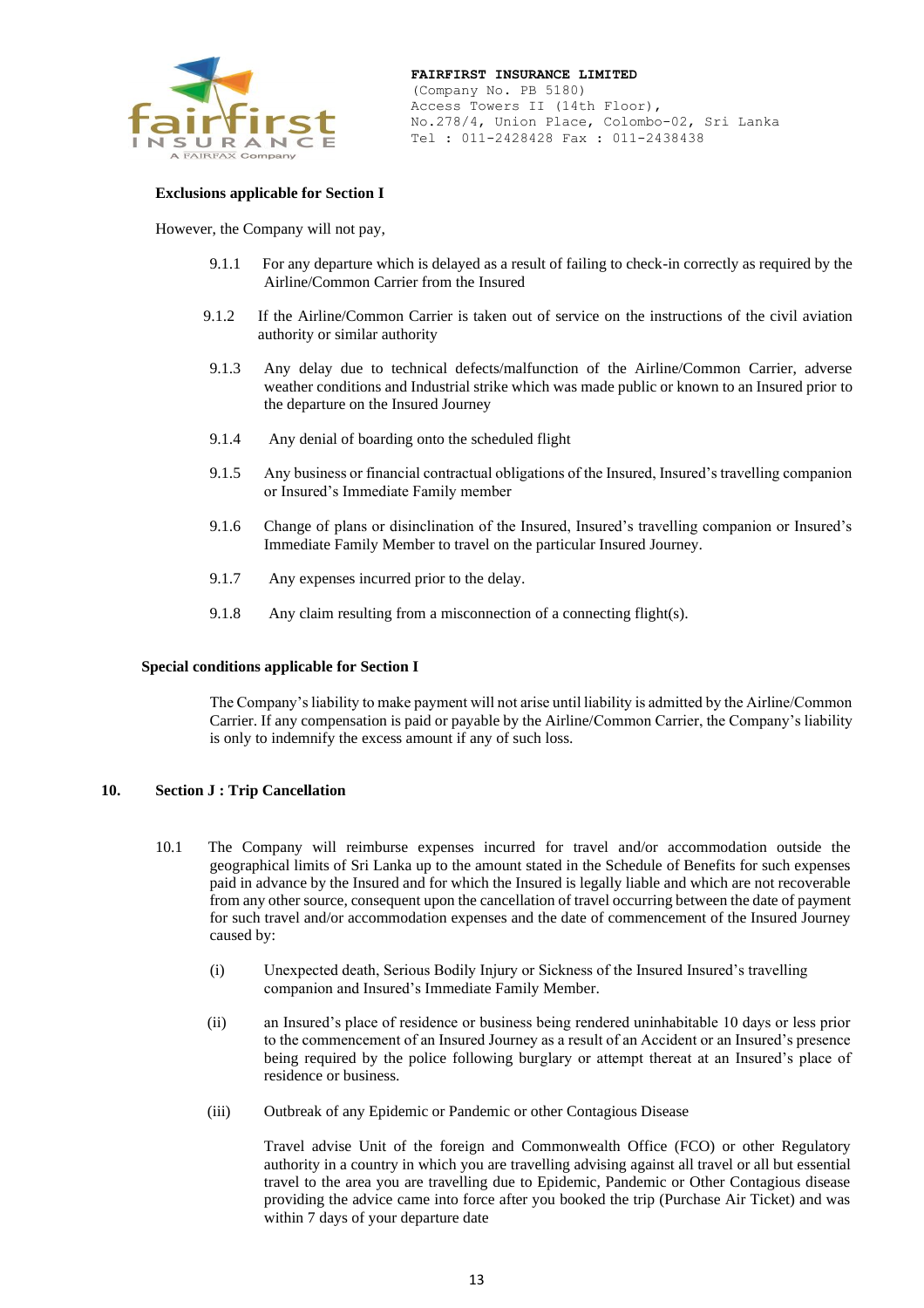**Exclusions applicable for Section I**

However, the Company will not pay,

9.1.1 For any departure which is delayed as a result of failing to check-in correctly as required by the Airline/Common Carrier from the Insured

9.1.2 If the Airline/Common Carrier is taken out of service on the instructions of the civil aviation authority or similar authority

9.1.3 Any delay due to technical defects/malfunction of the Airline/Common Carrier, adverse weather conditions and Industrial strike which was made public or known to an Insured prior to the departure on the Insured Journey

9.1.4 Any denial of boarding onto the scheduled flight

9.1.5 Any business or financial contractual obligations of the Insured, Insured's travelling companion or Insured's Immediate Family member

9.1.6 Change of plans or disinclination of the Insured, Insured's travelling companion or Insured's Immediate Family Member to travel on the particular Insured Journey.

9.1.7 Any expenses incurred prior to the delay.

9.1.8 Any claim resulting from a misconnection of a connecting flight(s).

**Special conditions applicable for Section I**

The Company's liability to make payment will not arise until liability is admitted by the Airline/Common Carrier. If any compensation is paid or payable by the Airline/Common Carrier, the Company's liability is only to indemnify the excess amount if any of such loss.

## 10. Section J : Trip Cancellation

10.1 The Company will reimburse expenses incurred for travel and/or accommodation outside the geographical limits of Sri Lanka up to the amount stated in the Schedule of Benefits for such expenses paid in advance by the Insured and for which the Insured is legally liable and which are not recoverable from any other source, consequent upon the cancellation of travel occurring between the date of payment for such travel and/or accommodation expenses and the date of commencement of the Insured Journey caused by:

(i) Unexpected death, Serious Bodily Injury or Sickness of the Insured Insured's travelling companion and Insured's Immediate Family Member.

(ii) an Insured's place of residence or business being rendered uninhabitable 10 days or less prior to the commencement of an Insured Journey as a result of an Accident or an Insured's presence being required by the police following burglary or attempt thereat at an Insured's place of residence or business.

(iii) Outbreak of any Epidemic or Pandemic or other Contagious Disease

Travel advise Unit of the foreign and Commonwealth Office (FCO) or other Regulatory authority in a country in which you are travelling advising against all travel or all but essential travel to the area you are travelling due to Epidemic, Pandemic or Other Contagious disease providing the advice came into force after you booked the trip (Purchase Air Ticket) and was within 7 days of your departure date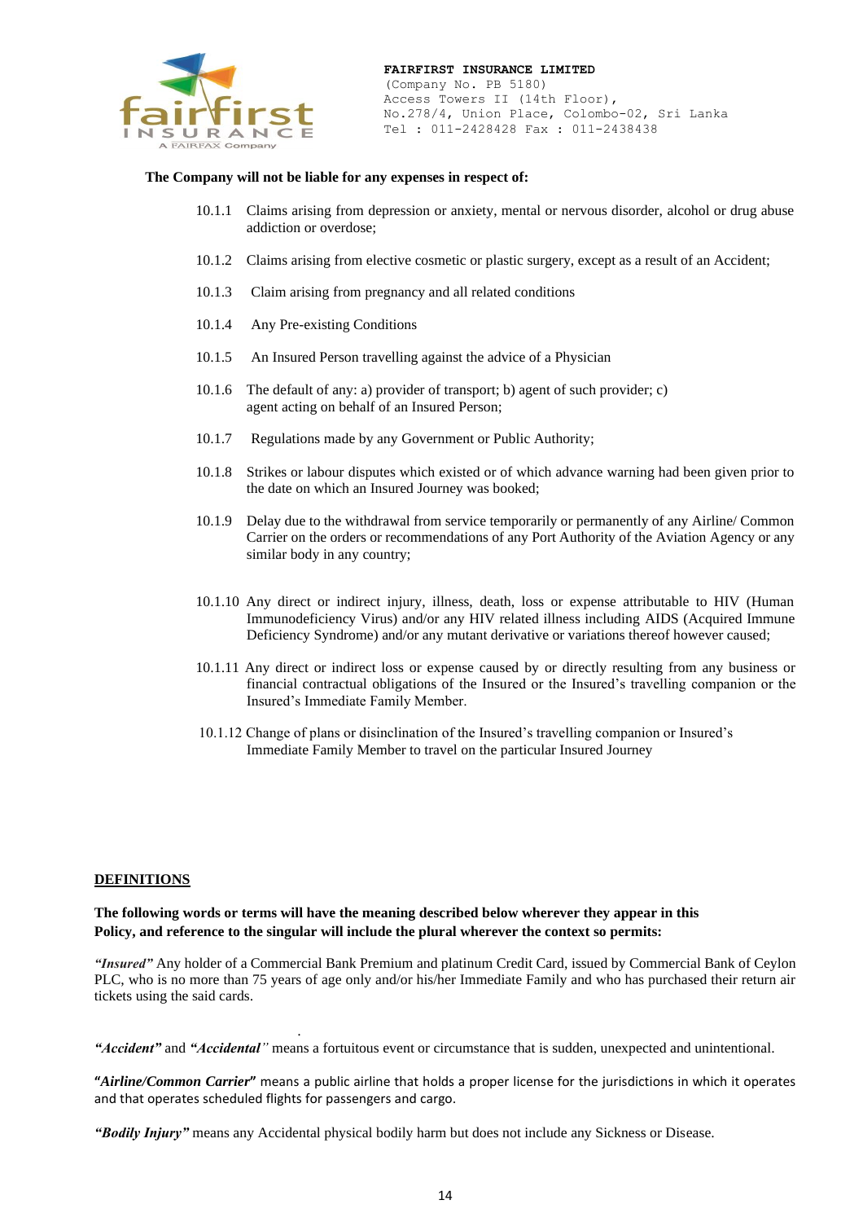**The Company will not be liable for any expenses in respect of:**

10.1.1 Claims arising from depression or anxiety, mental or nervous disorder, alcohol or drug abuse addiction or overdose;

10.1.2 Claims arising from elective cosmetic or plastic surgery, except as a result of an Accident;

10.1.3 Claim arising from pregnancy and all related conditions

10.1.4 Any Pre-existing Conditions

10.1.5 An Insured Person travelling against the advice of a Physician

10.1.6 The default of any: a) provider of transport; b) agent of such provider; c) agent acting on behalf of an Insured Person;

10.1.7 Regulations made by any Government or Public Authority;

10.1.8 Strikes or labour disputes which existed or of which advance warning had been given prior to the date on which an Insured Journey was booked;

10.1.9 Delay due to the withdrawal from service temporarily or permanently of any Airline/ Common Carrier on the orders or recommendations of any Port Authority of the Aviation Agency or any similar body in any country;

10.1.10 Any direct or indirect injury, illness, death, loss or expense attributable to HIV (Human Immunodeficiency Virus) and/or any HIV related illness including AIDS (Acquired Immune Deficiency Syndrome) and/or any mutant derivative or variations thereof however caused;

10.1.11 Any direct or indirect loss or expense caused by or directly resulting from any business or financial contractual obligations of the Insured or the Insured's travelling companion or the Insured's Immediate Family Member.

10.1.12 Change of plans or disinclination of the Insured's travelling companion or Insured's Immediate Family Member to travel on the particular Insured Journey

## DEFINITIONS

**The following words or terms will have the meaning described below wherever they appear in this Policy, and reference to the singular will include the plural wherever the context so permits:**

***"Insured"*** Any holder of a Commercial Bank Premium and platinum Credit Card, issued by Commercial Bank of Ceylon PLC, who is no more than 75 years of age only and/or his/her Immediate Family and who has purchased their return air tickets using the said cards.

***"Accident"*** and ***"Accidental"*** means a fortuitous event or circumstance that is sudden, unexpected and unintentional.

***"Airline/Common Carrier"*** means a public airline that holds a proper license for the jurisdictions in which it operates and that operates scheduled flights for passengers and cargo.

***"Bodily Injury"*** means any Accidental physical bodily harm but does not include any Sickness or Disease.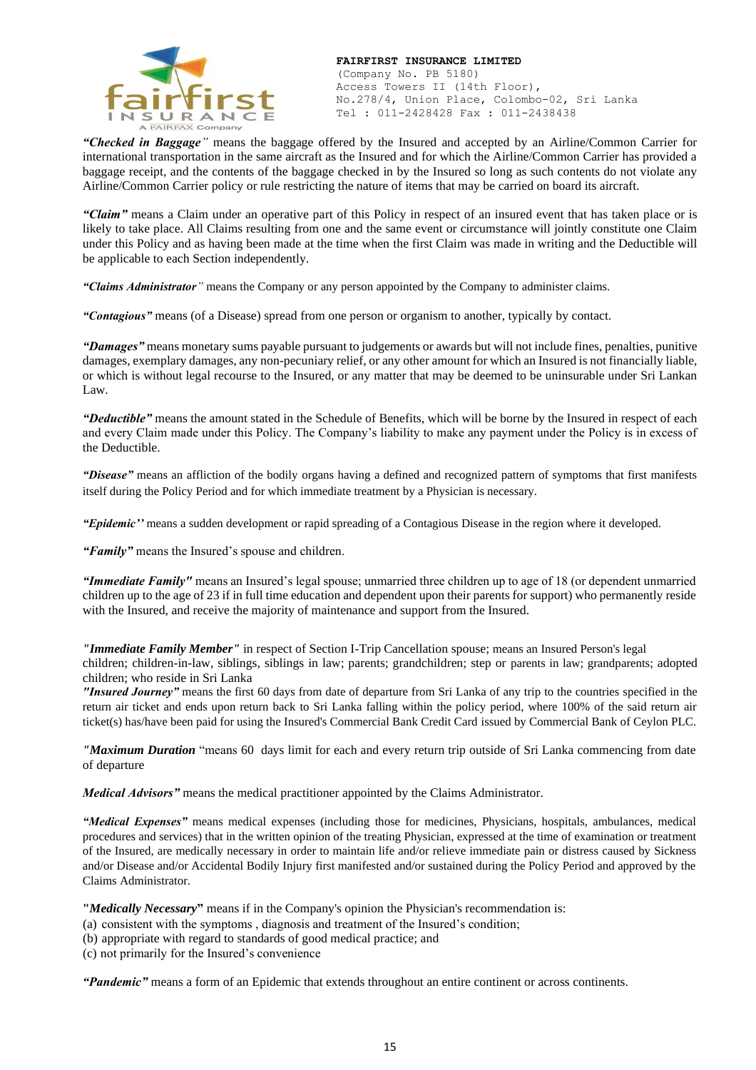**FAIRFIRST INSURANCE LIMITED**
(Company No. PB 5180)
Access Towers II (14th Floor),
No.278/4, Union Place, Colombo-02, Sri Lanka
Tel : 011-2428428 Fax : 011-2438438

***"Checked in Baggage"*** means the baggage offered by the Insured and accepted by an Airline/Common Carrier for international transportation in the same aircraft as the Insured and for which the Airline/Common Carrier has provided a baggage receipt, and the contents of the baggage checked in by the Insured so long as such contents do not violate any Airline/Common Carrier policy or rule restricting the nature of items that may be carried on board its aircraft.

***"Claim"*** means a Claim under an operative part of this Policy in respect of an insured event that has taken place or is likely to take place. All Claims resulting from one and the same event or circumstance will jointly constitute one Claim under this Policy and as having been made at the time when the first Claim was made in writing and the Deductible will be applicable to each Section independently.

***"Claims Administrator"*** means the Company or any person appointed by the Company to administer claims.

***"Contagious"*** means (of a Disease) spread from one person or organism to another, typically by contact.

***"Damages"*** means monetary sums payable pursuant to judgements or awards but will not include fines, penalties, punitive damages, exemplary damages, any non-pecuniary relief, or any other amount for which an Insured is not financially liable, or which is without legal recourse to the Insured, or any matter that may be deemed to be uninsurable under Sri Lankan Law.

***"Deductible"*** means the amount stated in the Schedule of Benefits, which will be borne by the Insured in respect of each and every Claim made under this Policy. The Company's liability to make any payment under the Policy is in excess of the Deductible.

***"Disease"*** means an affliction of the bodily organs having a defined and recognized pattern of symptoms that first manifests itself during the Policy Period and for which immediate treatment by a Physician is necessary.

***"Epidemic''*** means a sudden development or rapid spreading of a Contagious Disease in the region where it developed.

***"Family"*** means the Insured's spouse and children.

***"Immediate Family"*** means an Insured's legal spouse; unmarried three children up to age of 18 (or dependent unmarried children up to the age of 23 if in full time education and dependent upon their parents for support) who permanently reside with the Insured, and receive the majority of maintenance and support from the Insured.

***"Immediate Family Member"*** in respect of Section I-Trip Cancellation spouse; means an Insured Person's legal children; children-in-law, siblings, siblings in law; parents; grandchildren; step or parents in law; grandparents; adopted children; who reside in Sri Lanka

***"Insured Journey"*** means the first 60 days from date of departure from Sri Lanka of any trip to the countries specified in the return air ticket and ends upon return back to Sri Lanka falling within the policy period, where 100% of the said return air ticket(s) has/have been paid for using the Insured's Commercial Bank Credit Card issued by Commercial Bank of Ceylon PLC.

***"Maximum Duration*** "means 60 days limit for each and every return trip outside of Sri Lanka commencing from date of departure

***Medical Advisors"*** means the medical practitioner appointed by the Claims Administrator.

***"Medical Expenses"*** means medical expenses (including those for medicines, Physicians, hospitals, ambulances, medical procedures and services) that in the written opinion of the treating Physician, expressed at the time of examination or treatment of the Insured, are medically necessary in order to maintain life and/or relieve immediate pain or distress caused by Sickness and/or Disease and/or Accidental Bodily Injury first manifested and/or sustained during the Policy Period and approved by the Claims Administrator.

**"*Medically Necessary*"** means if in the Company's opinion the Physician's recommendation is:
(a) consistent with the symptoms , diagnosis and treatment of the Insured's condition;
(b) appropriate with regard to standards of good medical practice; and
(c) not primarily for the Insured's convenience

***"Pandemic"*** means a form of an Epidemic that extends throughout an entire continent or across continents.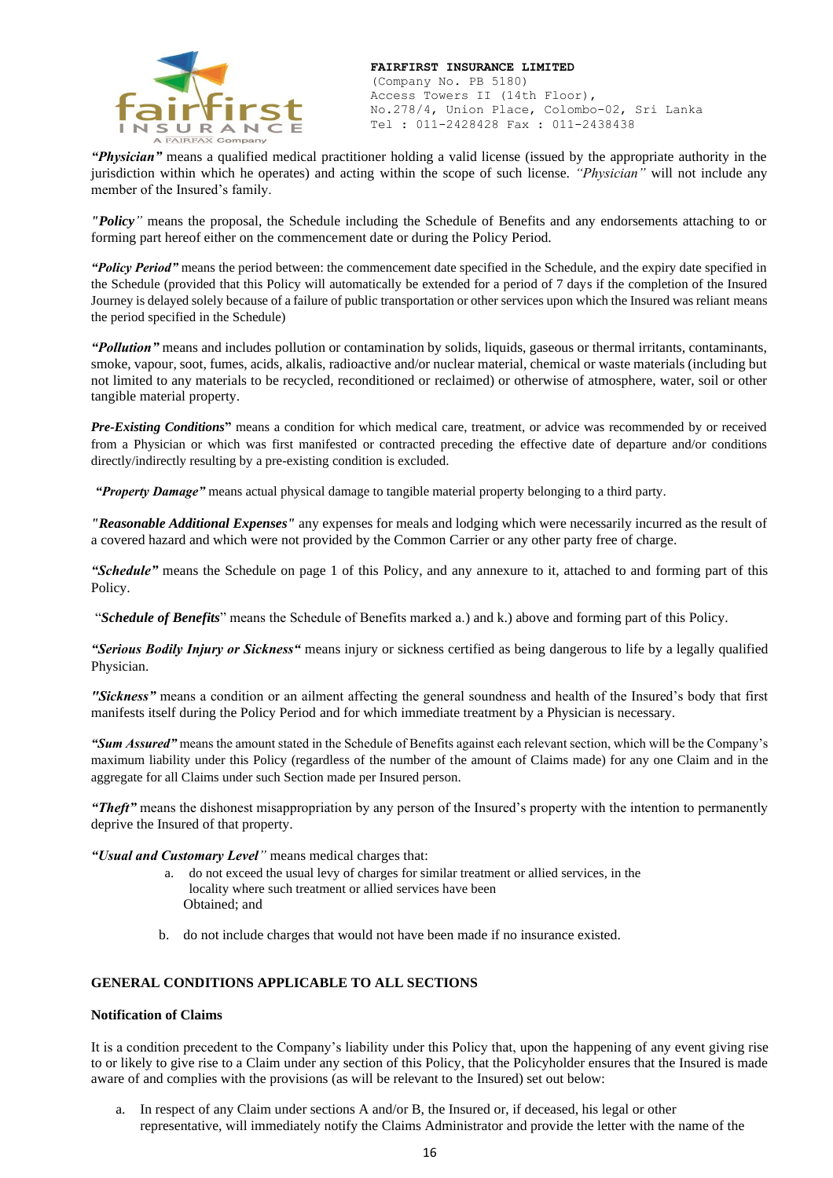**FAIRFIRST INSURANCE LIMITED**
(Company No. PB 5180)
Access Towers II (14th Floor),
No.278/4, Union Place, Colombo-02, Sri Lanka
Tel : 011-2428428 Fax : 011-2438438

***"Physician"*** means a qualified medical practitioner holding a valid license (issued by the appropriate authority in the jurisdiction within which he operates) and acting within the scope of such license. *"Physician"* will not include any member of the Insured's family.

***"Policy"*** means the proposal, the Schedule including the Schedule of Benefits and any endorsements attaching to or forming part hereof either on the commencement date or during the Policy Period.

***"Policy Period"*** means the period between: the commencement date specified in the Schedule, and the expiry date specified in the Schedule (provided that this Policy will automatically be extended for a period of 7 days if the completion of the Insured Journey is delayed solely because of a failure of public transportation or other services upon which the Insured was reliant means the period specified in the Schedule)

***"Pollution"*** means and includes pollution or contamination by solids, liquids, gaseous or thermal irritants, contaminants, smoke, vapour, soot, fumes, acids, alkalis, radioactive and/or nuclear material, chemical or waste materials (including but not limited to any materials to be recycled, reconditioned or reclaimed) or otherwise of atmosphere, water, soil or other tangible material property.

***Pre-Existing Conditions*"** means a condition for which medical care, treatment, or advice was recommended by or received from a Physician or which was first manifested or contracted preceding the effective date of departure and/or conditions directly/indirectly resulting by a pre-existing condition is excluded.

***"Property Damage"*** means actual physical damage to tangible material property belonging to a third party.

***"Reasonable Additional Expenses"*** any expenses for meals and lodging which were necessarily incurred as the result of a covered hazard and which were not provided by the Common Carrier or any other party free of charge.

***"Schedule"*** means the Schedule on page 1 of this Policy, and any annexure to it, attached to and forming part of this Policy.

"***Schedule of Benefits***" means the Schedule of Benefits marked a.) and k.) above and forming part of this Policy.

***"Serious Bodily Injury or Sickness"*** means injury or sickness certified as being dangerous to life by a legally qualified Physician.

***"Sickness"*** means a condition or an ailment affecting the general soundness and health of the Insured's body that first manifests itself during the Policy Period and for which immediate treatment by a Physician is necessary.

***"Sum Assured"*** means the amount stated in the Schedule of Benefits against each relevant section, which will be the Company's maximum liability under this Policy (regardless of the number of the amount of Claims made) for any one Claim and in the aggregate for all Claims under such Section made per Insured person.

***"Theft"*** means the dishonest misappropriation by any person of the Insured's property with the intention to permanently deprive the Insured of that property.

***"Usual and Customary Level"*** means medical charges that:

a. do not exceed the usual levy of charges for similar treatment or allied services, in the locality where such treatment or allied services have been Obtained; and

b. do not include charges that would not have been made if no insurance existed.

## GENERAL CONDITIONS APPLICABLE TO ALL SECTIONS

### Notification of Claims

It is a condition precedent to the Company's liability under this Policy that, upon the happening of any event giving rise to or likely to give rise to a Claim under any section of this Policy, that the Policyholder ensures that the Insured is made aware of and complies with the provisions (as will be relevant to the Insured) set out below:

a. In respect of any Claim under sections A and/or B, the Insured or, if deceased, his legal or other representative, will immediately notify the Claims Administrator and provide the letter with the name of the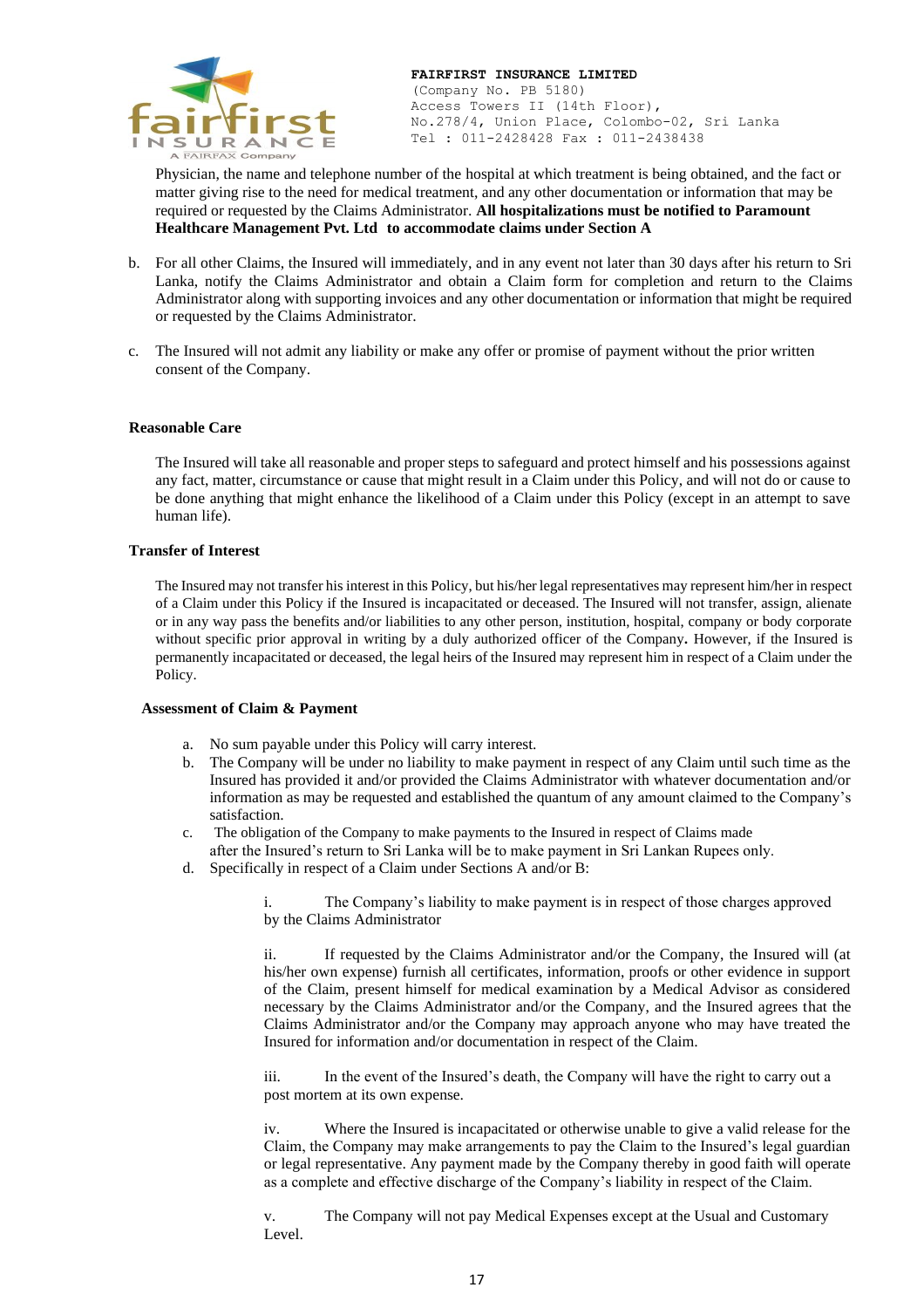Physician, the name and telephone number of the hospital at which treatment is being obtained, and the fact or matter giving rise to the need for medical treatment, and any other documentation or information that may be required or requested by the Claims Administrator. **All hospitalizations must be notified to Paramount Healthcare Management Pvt. Ltd to accommodate claims under Section A**

b. For all other Claims, the Insured will immediately, and in any event not later than 30 days after his return to Sri Lanka, notify the Claims Administrator and obtain a Claim form for completion and return to the Claims Administrator along with supporting invoices and any other documentation or information that might be required or requested by the Claims Administrator.

c. The Insured will not admit any liability or make any offer or promise of payment without the prior written consent of the Company.

**Reasonable Care**

The Insured will take all reasonable and proper steps to safeguard and protect himself and his possessions against any fact, matter, circumstance or cause that might result in a Claim under this Policy, and will not do or cause to be done anything that might enhance the likelihood of a Claim under this Policy (except in an attempt to save human life).

**Transfer of Interest**

The Insured may not transfer his interest in this Policy, but his/her legal representatives may represent him/her in respect of a Claim under this Policy if the Insured is incapacitated or deceased. The Insured will not transfer, assign, alienate or in any way pass the benefits and/or liabilities to any other person, institution, hospital, company or body corporate without specific prior approval in writing by a duly authorized officer of the Company**.** However, if the Insured is permanently incapacitated or deceased, the legal heirs of the Insured may represent him in respect of a Claim under the Policy.

**Assessment of Claim & Payment**

a. No sum payable under this Policy will carry interest.
b. The Company will be under no liability to make payment in respect of any Claim until such time as the Insured has provided it and/or provided the Claims Administrator with whatever documentation and/or information as may be requested and established the quantum of any amount claimed to the Company's satisfaction.
c. The obligation of the Company to make payments to the Insured in respect of Claims made after the Insured's return to Sri Lanka will be to make payment in Sri Lankan Rupees only.
d. Specifically in respect of a Claim under Sections A and/or B:

   i. The Company's liability to make payment is in respect of those charges approved by the Claims Administrator

   ii. If requested by the Claims Administrator and/or the Company, the Insured will (at his/her own expense) furnish all certificates, information, proofs or other evidence in support of the Claim, present himself for medical examination by a Medical Advisor as considered necessary by the Claims Administrator and/or the Company, and the Insured agrees that the Claims Administrator and/or the Company may approach anyone who may have treated the Insured for information and/or documentation in respect of the Claim.

   iii. In the event of the Insured's death, the Company will have the right to carry out a post mortem at its own expense.

   iv. Where the Insured is incapacitated or otherwise unable to give a valid release for the Claim, the Company may make arrangements to pay the Claim to the Insured's legal guardian or legal representative. Any payment made by the Company thereby in good faith will operate as a complete and effective discharge of the Company's liability in respect of the Claim.

   v. The Company will not pay Medical Expenses except at the Usual and Customary Level.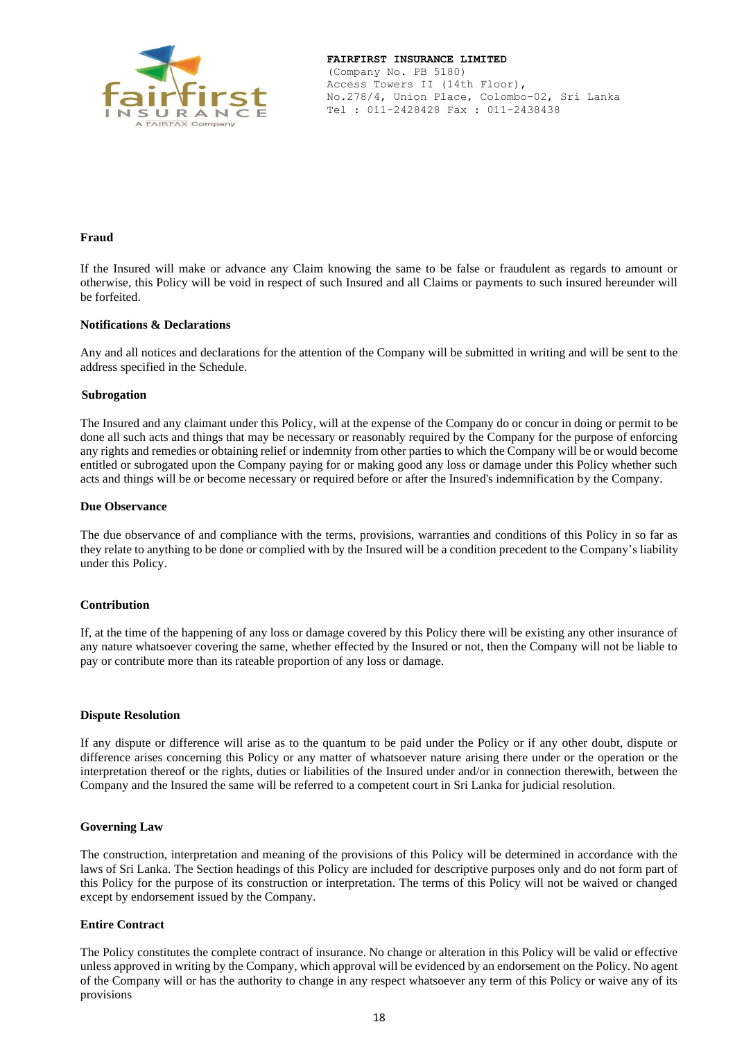**Fraud**

If the Insured will make or advance any Claim knowing the same to be false or fraudulent as regards to amount or otherwise, this Policy will be void in respect of such Insured and all Claims or payments to such insured hereunder will be forfeited.

**Notifications & Declarations**

Any and all notices and declarations for the attention of the Company will be submitted in writing and will be sent to the address specified in the Schedule.

**Subrogation**

The Insured and any claimant under this Policy, will at the expense of the Company do or concur in doing or permit to be done all such acts and things that may be necessary or reasonably required by the Company for the purpose of enforcing any rights and remedies or obtaining relief or indemnity from other parties to which the Company will be or would become entitled or subrogated upon the Company paying for or making good any loss or damage under this Policy whether such acts and things will be or become necessary or required before or after the Insured's indemnification by the Company.

**Due Observance**

The due observance of and compliance with the terms, provisions, warranties and conditions of this Policy in so far as they relate to anything to be done or complied with by the Insured will be a condition precedent to the Company's liability under this Policy.

**Contribution**

If, at the time of the happening of any loss or damage covered by this Policy there will be existing any other insurance of any nature whatsoever covering the same, whether effected by the Insured or not, then the Company will not be liable to pay or contribute more than its rateable proportion of any loss or damage.

**Dispute Resolution**

If any dispute or difference will arise as to the quantum to be paid under the Policy or if any other doubt, dispute or difference arises concerning this Policy or any matter of whatsoever nature arising there under or the operation or the interpretation thereof or the rights, duties or liabilities of the Insured under and/or in connection therewith, between the Company and the Insured the same will be referred to a competent court in Sri Lanka for judicial resolution.

**Governing Law**

The construction, interpretation and meaning of the provisions of this Policy will be determined in accordance with the laws of Sri Lanka. The Section headings of this Policy are included for descriptive purposes only and do not form part of this Policy for the purpose of its construction or interpretation. The terms of this Policy will not be waived or changed except by endorsement issued by the Company.

**Entire Contract**

The Policy constitutes the complete contract of insurance. No change or alteration in this Policy will be valid or effective unless approved in writing by the Company, which approval will be evidenced by an endorsement on the Policy. No agent of the Company will or has the authority to change in any respect whatsoever any term of this Policy or waive any of its provisions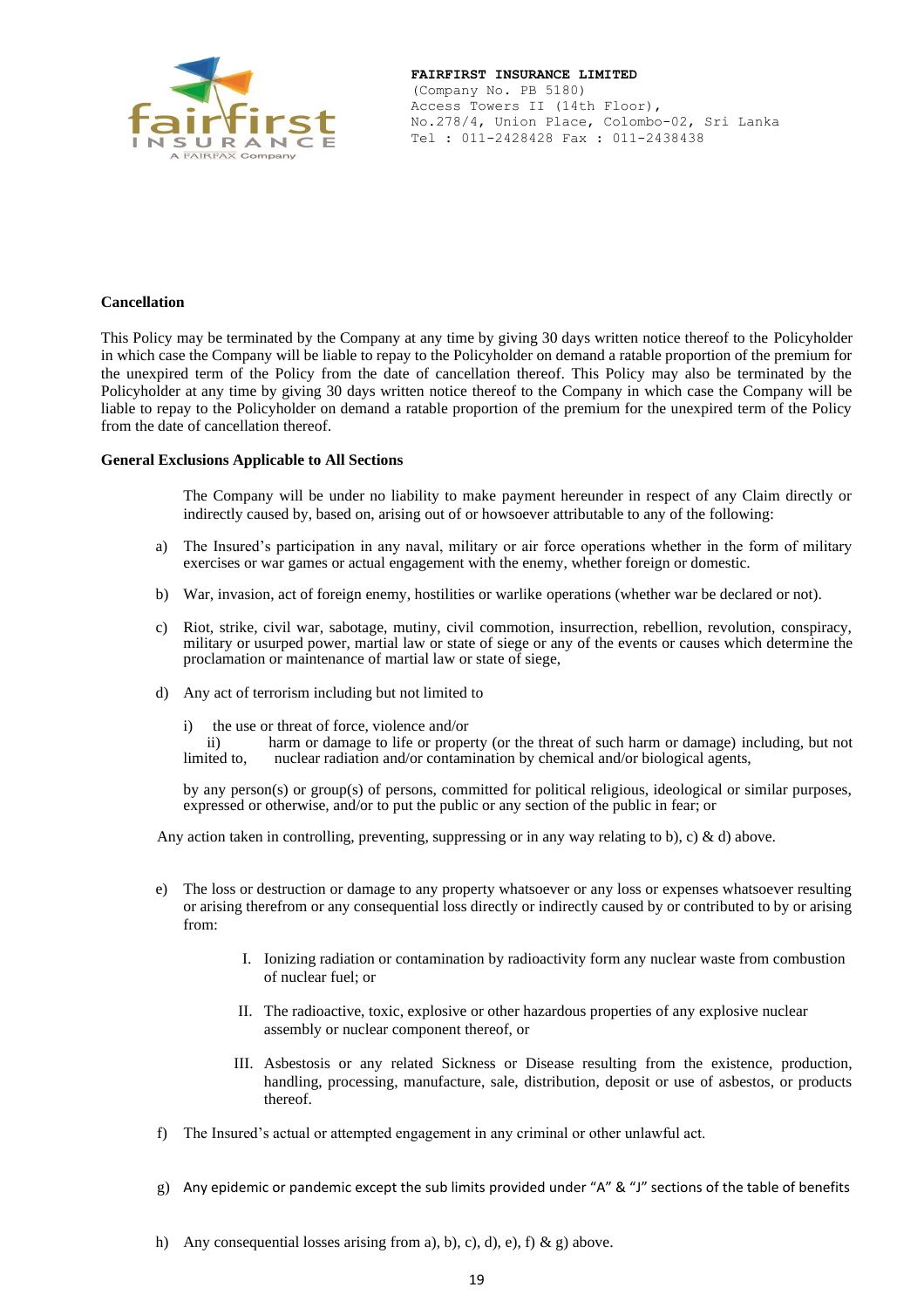**FAIRFIRST INSURANCE LIMITED**
(Company No. PB 5180)
Access Towers II (14th Floor),
No.278/4, Union Place, Colombo-02, Sri Lanka
Tel : 011-2428428 Fax : 011-2438438

**Cancellation**

This Policy may be terminated by the Company at any time by giving 30 days written notice thereof to the Policyholder in which case the Company will be liable to repay to the Policyholder on demand a ratable proportion of the premium for the unexpired term of the Policy from the date of cancellation thereof. This Policy may also be terminated by the Policyholder at any time by giving 30 days written notice thereof to the Company in which case the Company will be liable to repay to the Policyholder on demand a ratable proportion of the premium for the unexpired term of the Policy from the date of cancellation thereof.

**General Exclusions Applicable to All Sections**

The Company will be under no liability to make payment hereunder in respect of any Claim directly or indirectly caused by, based on, arising out of or howsoever attributable to any of the following:

a) The Insured's participation in any naval, military or air force operations whether in the form of military exercises or war games or actual engagement with the enemy, whether foreign or domestic.

b) War, invasion, act of foreign enemy, hostilities or warlike operations (whether war be declared or not).

c) Riot, strike, civil war, sabotage, mutiny, civil commotion, insurrection, rebellion, revolution, conspiracy, military or usurped power, martial law or state of siege or any of the events or causes which determine the proclamation or maintenance of martial law or state of siege,

d) Any act of terrorism including but not limited to

   i) the use or threat of force, violence and/or
   ii) harm or damage to life or property (or the threat of such harm or damage) including, but not limited to, nuclear radiation and/or contamination by chemical and/or biological agents,

   by any person(s) or group(s) of persons, committed for political religious, ideological or similar purposes, expressed or otherwise, and/or to put the public or any section of the public in fear; or

Any action taken in controlling, preventing, suppressing or in any way relating to b), c) & d) above.

e) The loss or destruction or damage to any property whatsoever or any loss or expenses whatsoever resulting or arising therefrom or any consequential loss directly or indirectly caused by or contributed to by or arising from:

   I. Ionizing radiation or contamination by radioactivity form any nuclear waste from combustion of nuclear fuel; or

   II. The radioactive, toxic, explosive or other hazardous properties of any explosive nuclear assembly or nuclear component thereof, or

   III. Asbestosis or any related Sickness or Disease resulting from the existence, production, handling, processing, manufacture, sale, distribution, deposit or use of asbestos, or products thereof.

f) The Insured's actual or attempted engagement in any criminal or other unlawful act.

g) Any epidemic or pandemic except the sub limits provided under "A" & "J" sections of the table of benefits

h) Any consequential losses arising from a), b), c), d), e), f) & g) above.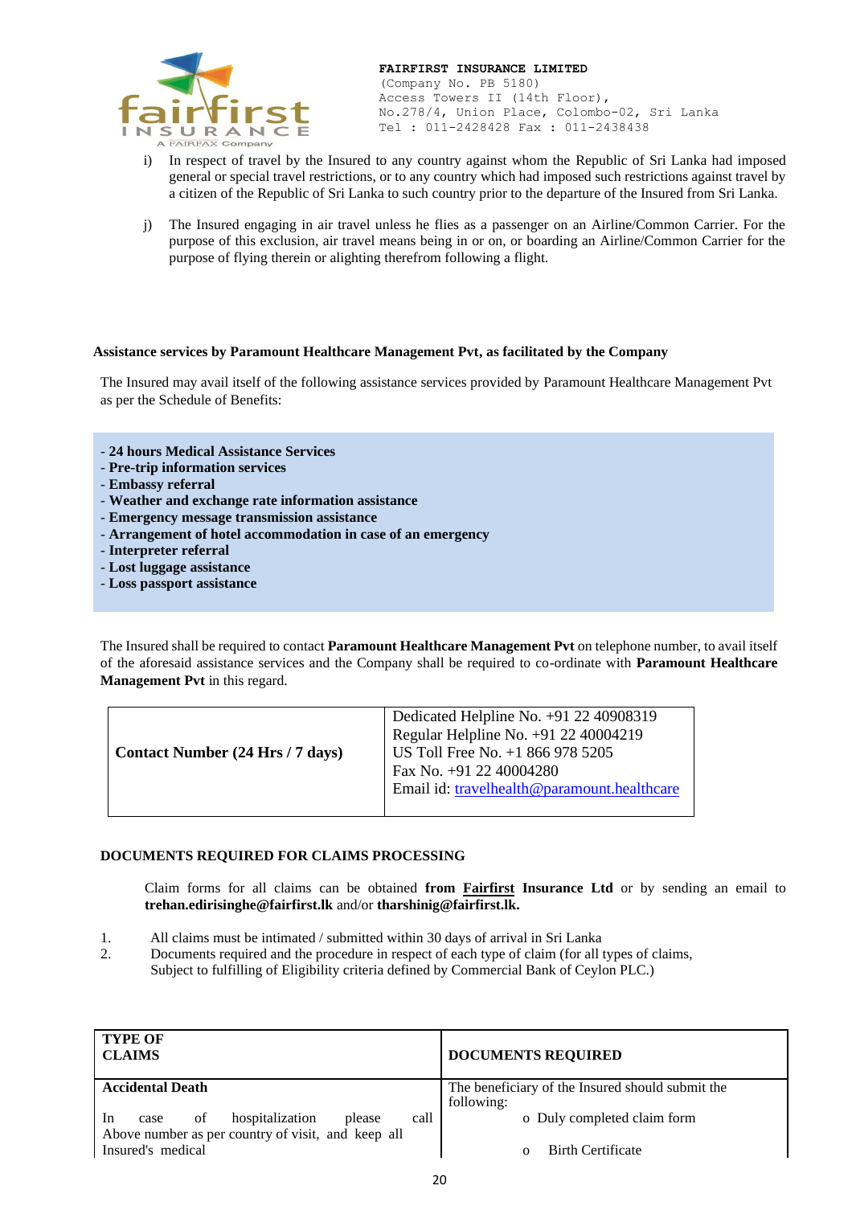i) In respect of travel by the Insured to any country against whom the Republic of Sri Lanka had imposed general or special travel restrictions, or to any country which had imposed such restrictions against travel by a citizen of the Republic of Sri Lanka to such country prior to the departure of the Insured from Sri Lanka.

j) The Insured engaging in air travel unless he flies as a passenger on an Airline/Common Carrier. For the purpose of this exclusion, air travel means being in or on, or boarding an Airline/Common Carrier for the purpose of flying therein or alighting therefrom following a flight.

**Assistance services by Paramount Healthcare Management Pvt, as facilitated by the Company**

The Insured may avail itself of the following assistance services provided by Paramount Healthcare Management Pvt as per the Schedule of Benefits:

- **24 hours Medical Assistance Services**
- **Pre-trip information services**
- **Embassy referral**
- **Weather and exchange rate information assistance**
- **Emergency message transmission assistance**
- **Arrangement of hotel accommodation in case of an emergency**
- **Interpreter referral**
- **Lost luggage assistance**
- **Loss passport assistance**

The Insured shall be required to contact **Paramount Healthcare Management Pvt** on telephone number, to avail itself of the aforesaid assistance services and the Company shall be required to co-ordinate with **Paramount Healthcare Management Pvt** in this regard.

| **Contact Number (24 Hrs / 7 days)** | Dedicated Helpline No. +91 22 40908319<br>Regular Helpline No. +91 22 40004219<br>US Toll Free No. +1 866 978 5205<br>Fax No. +91 22 40004280<br>Email id: travelhealth@paramount.healthcare |
|---|---|

**DOCUMENTS REQUIRED FOR CLAIMS PROCESSING**

Claim forms for all claims can be obtained **from Fairfirst Insurance Ltd** or by sending an email to **trehan.edirisinghe@fairfirst.lk** and/or **tharshinig@fairfirst.lk.**

1. All claims must be intimated / submitted within 30 days of arrival in Sri Lanka
2. Documents required and the procedure in respect of each type of claim (for all types of claims, Subject to fulfilling of Eligibility criteria defined by Commercial Bank of Ceylon PLC.)

| **TYPE OF CLAIMS** | **DOCUMENTS REQUIRED** |
|---|---|
| **Accidental Death**<br><br>In case of hospitalization please call Above number as per country of visit, and keep all Insured's medical | The beneficiary of the Insured should submit the following:<br>o Duly completed claim form<br>o Birth Certificate |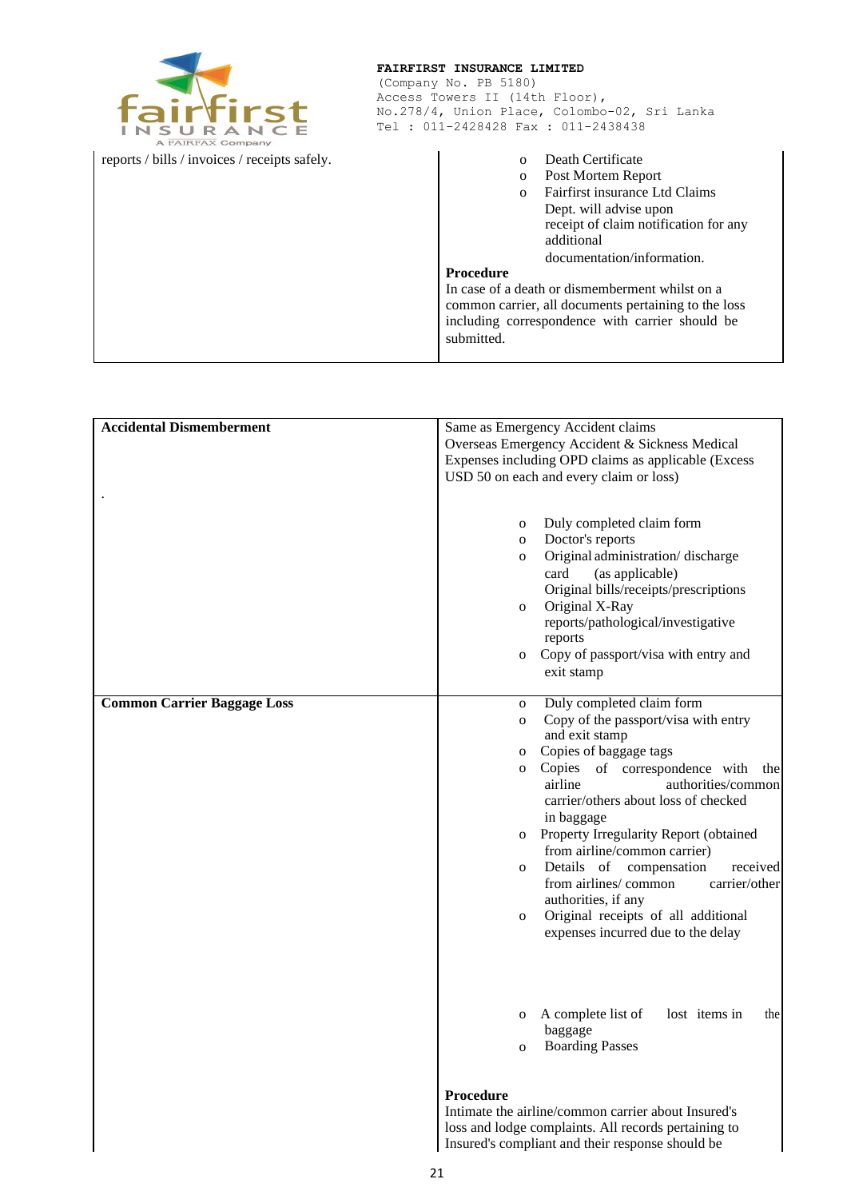| | |
|---|---|
| reports / bills / invoices / receipts safely. | <ul><li>Death Certificate</li><li>Post Mortem Report</li><li>Fairfirst insurance Ltd Claims Dept. will advise upon receipt of claim notification for any additional documentation/information.</li></ul> **Procedure**<br>In case of a death or dismemberment whilst on a common carrier, all documents pertaining to the loss including correspondence with carrier should be submitted. |

| | |
|---|---|
| **Accidental Dismemberment**<br><br>. | Same as Emergency Accident claims<br>Overseas Emergency Accident & Sickness Medical Expenses including OPD claims as applicable (Excess USD 50 on each and every claim or loss)<br><ul><li>Duly completed claim form</li><li>Doctor's reports</li><li>Original administration/ discharge card (as applicable) Original bills/receipts/prescriptions</li><li>Original X-Ray reports/pathological/investigative reports</li><li>Copy of passport/visa with entry and exit stamp</li></ul> |
| **Common Carrier Baggage Loss** | <ul><li>Duly completed claim form</li><li>Copy of the passport/visa with entry and exit stamp</li><li>Copies of baggage tags</li><li>Copies of correspondence with the airline authorities/common carrier/others about loss of checked in baggage</li><li>Property Irregularity Report (obtained from airline/common carrier)</li><li>Details of compensation received from airlines/ common carrier/other authorities, if any</li><li>Original receipts of all additional expenses incurred due to the delay</li><li>A complete list of lost items in the baggage</li><li>Boarding Passes</li></ul> **Procedure**<br>Intimate the airline/common carrier about Insured's loss and lodge complaints. All records pertaining to Insured's compliant and their response should be |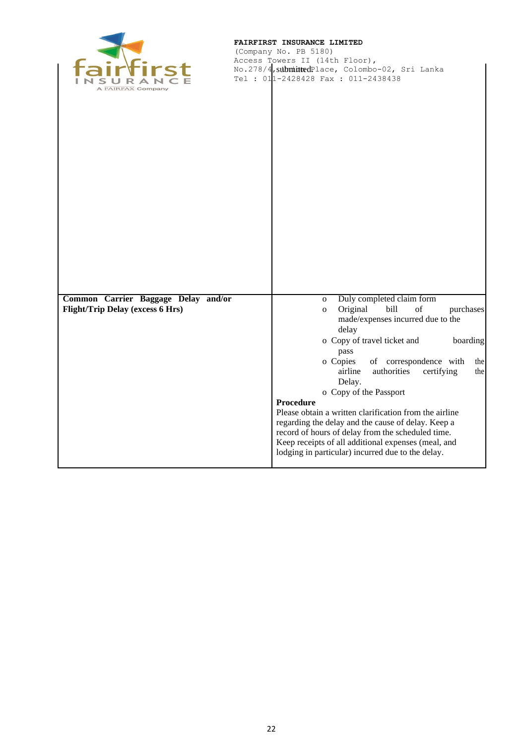**FAIRFIRST INSURANCE LIMITED**
(Company No. PB 5180)
Access Towers II (14th Floor),
No.278/4, submitted Place, Colombo-02, Sri Lanka
Tel : 011-2428428 Fax : 011-2438438

| | |
|---|---|
| **Common Carrier Baggage Delay and/or Flight/Trip Delay (excess 6 Hrs)** | o Duly completed claim form<br>o Original bill of purchases made/expenses incurred due to the delay<br>o Copy of travel ticket and boarding pass<br>o Copies of correspondence with the airline authorities certifying the Delay.<br>o Copy of the Passport<br>**Procedure**<br>Please obtain a written clarification from the airline regarding the delay and the cause of delay. Keep a record of hours of delay from the scheduled time. Keep receipts of all additional expenses (meal, and lodging in particular) incurred due to the delay. |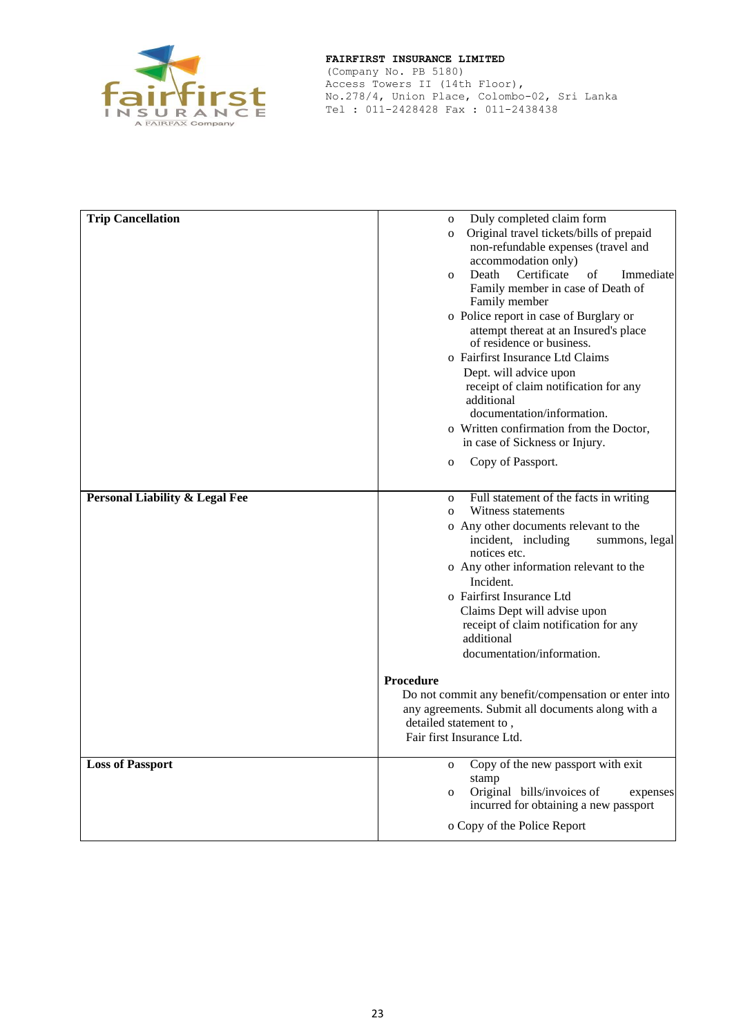**FAIRFIRST INSURANCE LIMITED**
(Company No. PB 5180)
Access Towers II (14th Floor),
No.278/4, Union Place, Colombo-02, Sri Lanka
Tel : 011-2428428 Fax : 011-2438438

| | |
|---|---|
| **Trip Cancellation** | o Duly completed claim form<br>o Original travel tickets/bills of prepaid non-refundable expenses (travel and accommodation only)<br>o Death Certificate of Immediate Family member in case of Death of Family member<br>o Police report in case of Burglary or attempt thereat at an Insured's place of residence or business.<br>o Fairfirst Insurance Ltd Claims Dept. will advice upon receipt of claim notification for any additional documentation/information.<br>o Written confirmation from the Doctor, in case of Sickness or Injury.<br>o Copy of Passport. |
| **Personal Liability & Legal Fee** | o Full statement of the facts in writing<br>o Witness statements<br>o Any other documents relevant to the incident, including summons, legal notices etc.<br>o Any other information relevant to the Incident.<br>o Fairfirst Insurance Ltd Claims Dept will advise upon receipt of claim notification for any additional documentation/information.<br><br>**Procedure**<br>Do not commit any benefit/compensation or enter into any agreements. Submit all documents along with a detailed statement to , Fair first Insurance Ltd. |
| **Loss of Passport** | o Copy of the new passport with exit stamp<br>o Original bills/invoices of expenses incurred for obtaining a new passport<br>o Copy of the Police Report |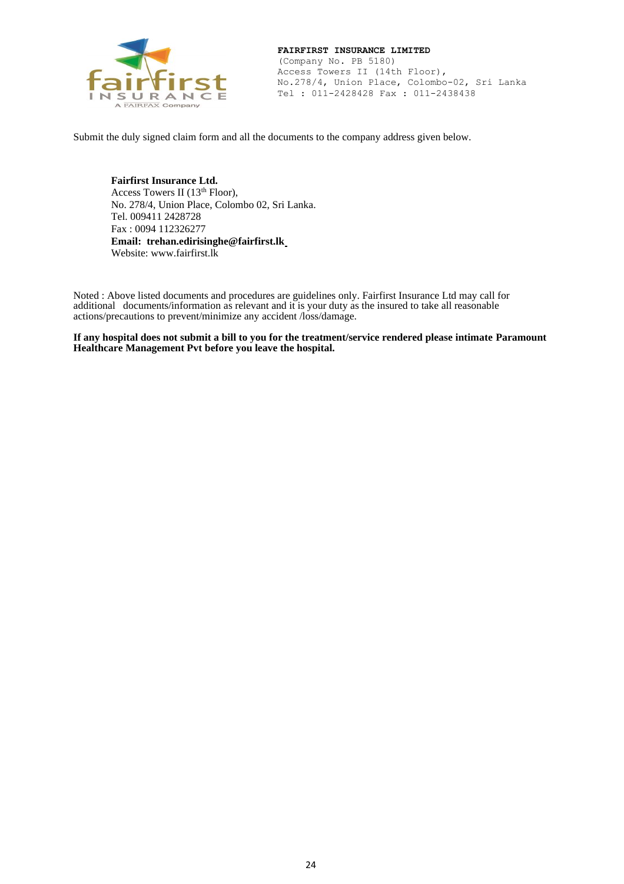**FAIRFIRST INSURANCE LIMITED**
(Company No. PB 5180)
Access Towers II (14th Floor),
No.278/4, Union Place, Colombo-02, Sri Lanka
Tel : 011-2428428 Fax : 011-2438438

Submit the duly signed claim form and all the documents to the company address given below.

**Fairfirst Insurance Ltd.**
Access Towers II ($13^{th}$ Floor),
No. 278/4, Union Place, Colombo 02, Sri Lanka.
Tel. 009411 2428728
Fax : 0094 112326277
**Email: trehan.edirisinghe@fairfirst.lk**
Website: www.fairfirst.lk

Noted : Above listed documents and procedures are guidelines only. Fairfirst Insurance Ltd may call for additional documents/information as relevant and it is your duty as the insured to take all reasonable actions/precautions to prevent/minimize any accident /loss/damage.

**If any hospital does not submit a bill to you for the treatment/service rendered please intimate Paramount Healthcare Management Pvt before you leave the hospital.**